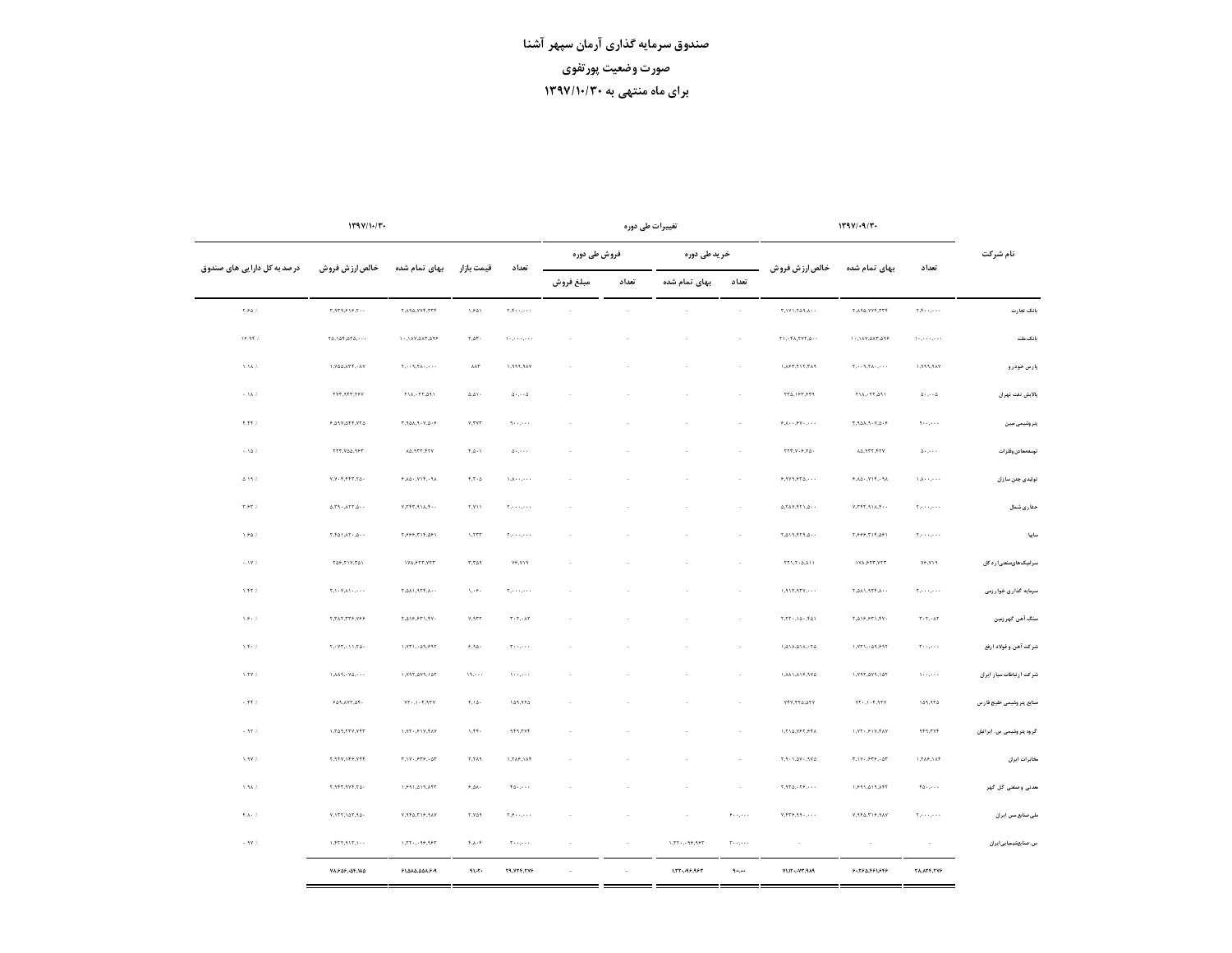# صندوق سرمایه گذاری آرمان سپهر آشنا

## صورت وضعیت پورتفوی

## برای ماه منتهی به ۱۳۹۷/۱۰/۳۰

| نام شرکت | ۱۳۹۷/۰۹/۳۰ | | | تغییرات طی دوره | | | | ۱۳۹۷/۱۰/۳۰ | | | | |
|---|---|---|---|---|---|---|---|---|---|---|---|---|
| | | | | خرید طی دوره | | فروش طی دوره | | | | | | |
| | تعداد | بهای تمام شده | خالص ارزش فروش | تعداد | بهای تمام شده | تعداد | مبلغ فروش | تعداد | قیمت بازار | بهای تمام شده | خالص ارزش فروش | درصد به کل دارایی های صندوق |
| بانک تجارت | ۲,۴۰۰,۰۰۰ | ۲,۸۹۵,۷۷۴,۳۳۴ | ۳,۱۷۱,۲۵۹,۸۰۰ | - | - | - | - | ۲,۴۰۰,۰۰۰ | ۱,۶۵۱ | ۲,۸۹۵,۷۷۴,۳۳۴ | ۳,۹۳۹,۶۱۶,۲۰۰ | ۲.۶۵٪ |
| بانک ملت | ۱۰,۰۰۰,۰۰۰ | ۱۰,۱۸۷,۵۸۳,۵۹۶ | ۲۱,۰۴۸,۳۷۲,۵۰۰ | - | - | - | - | ۱۰,۰۰۰,۰۰۰ | ۲,۵۳۰ | ۱۰,۱۸۷,۵۸۳,۵۹۶ | ۲۵,۱۵۴,۵۲۵,۰۰۰ | ۱۶.۹۴٪ |
| پارس خودرو | ۱,۹۹۹,۹۸۷ | ۲,۰۰۹,۲۸۰,۰۰۰ | ۱,۸۶۳,۳۱۳,۳۸۹ | - | - | - | - | ۱,۹۹۹,۹۸۷ | ۸۸۳ | ۲,۰۰۹,۲۸۰,۰۰۰ | ۱,۷۵۵,۸۳۴,۰۸۷ | ۱.۱۸٪ |
| پالایش نفت تهران | ۵۰,۰۰۵ | ۲۱۸,۰۲۲,۵۹۱ | ۲۳۵,۱۶۳,۶۳۹ | - | - | - | - | ۵۰,۰۰۵ | ۵,۵۱۰ | ۲۱۸,۰۲۲,۵۹۱ | ۲۷۳,۹۲۳,۳۶۷ | ۰.۱۸٪ |
| پتروشیمی مبین | ۹۰۰,۰۰۰ | ۳,۹۵۸,۹۰۷,۵۰۶ | ۶,۸۰۰,۶۷۰,۰۰۰ | - | - | - | - | ۹۰۰,۰۰۰ | ۷,۳۷۳ | ۳,۹۵۸,۹۰۷,۵۰۶ | ۶,۵۹۷,۵۴۴,۷۲۵ | ۴.۴۴٪ |
| توسعه‌معادن‌وفلزات | ۵۰,۰۰۰ | ۸۵,۹۳۲,۴۲۷ | ۲۲۳,۷۰۶,۲۵۰ | - | - | - | - | ۵۰,۰۰۰ | ۴,۵۰۱ | ۸۵,۹۳۲,۴۲۷ | ۲۲۳,۷۵۵,۹۶۳ | ۰.۱۵٪ |
| تولیدی چدن سازان | ۱,۸۰۰,۰۰۰ | ۶,۸۵۰,۷۱۴,۰۹۸ | ۶,۹۷۹,۶۳۵,۰۰۰ | - | - | - | - | ۱,۸۰۰,۰۰۰ | ۴,۳۰۵ | ۶,۸۵۰,۷۱۴,۰۹۸ | ۷,۷۰۴,۴۶۳,۲۵۰ | ۵.۱۹٪ |
| حفاری شمال | ۲,۰۰۰,۰۰۰ | ۷,۳۴۳,۹۱۸,۴۰۰ | ۵,۳۸۷,۹۲۱,۵۰۰ | - | - | - | - | ۲,۰۰۰,۰۰۰ | ۲,۷۱۱ | ۷,۳۴۳,۹۱۸,۴۰۰ | ۵,۳۹۰,۸۳۳,۵۰۰ | ۳.۶۳٪ |
| سایپا | ۲,۰۰۰,۰۰۰ | ۲,۶۶۶,۳۱۴,۵۶۱ | ۲,۵۱۹,۴۲۹,۵۰۰ | - | - | - | - | ۲,۰۰۰,۰۰۰ | ۱,۲۳۳ | ۲,۶۶۶,۳۱۴,۵۶۱ | ۲,۴۵۱,۸۳۰,۵۰۰ | ۱.۶۵٪ |
| سرامیک‌های‌صنعتی‌اردکان | ۷۶,۷۱۹ | ۱۷۸,۶۲۳,۷۳۳ | ۲۲۱,۲۰۵,۸۱۱ | - | - | - | - | ۷۶,۷۱۹ | ۳,۳۵۹ | ۱۷۸,۶۲۳,۷۳۳ | ۲۵۶,۲۱۷,۳۵۱ | ۰.۱۷٪ |
| سرمایه گذاری خوارزمی | ۲,۰۰۰,۰۰۰ | ۲,۵۸۱,۹۲۴,۸۰۰ | ۱,۹۱۲,۹۳۷,۰۰۰ | - | - | - | - | ۲,۰۰۰,۰۰۰ | ۱,۰۶۰ | ۲,۵۸۱,۹۲۴,۸۰۰ | ۲,۱۰۷,۸۱۰,۰۰۰ | ۱.۴۲٪ |
| سنگ آهن گهر زمین | ۳۰۲,۰۸۲ | ۲,۵۱۶,۶۳۱,۴۷۰ | ۲,۲۲۰,۱۵۰,۴۵۱ | - | - | - | - | ۳۰۲,۰۸۲ | ۷,۹۳۲ | ۲,۵۱۶,۶۳۱,۴۷۰ | ۲,۳۸۲,۳۳۶,۷۶۶ | ۱.۶۰٪ |
| شرکت آهن و فولاد ارفع | ۳۰۰,۰۰۰ | ۱,۷۳۱,۰۵۹,۶۹۲ | ۱,۵۱۸,۵۱۸,۰۲۵ | - | - | - | - | ۳۰۰,۰۰۰ | ۶,۹۵۰ | ۱,۷۳۱,۰۵۹,۶۹۲ | ۲,۰۷۳,۰۱۱,۲۵۰ | ۱.۴۰٪ |
| شرکت ارتباطات سیار ایران | ۱۰۰,۰۰۰ | ۱,۷۹۲,۵۷۹,۱۵۲ | ۱,۸۸۱,۸۱۶,۹۷۵ | - | - | - | - | ۱۰۰,۰۰۰ | ۱۹,۰۰۰ | ۱,۷۹۲,۵۷۹,۱۵۲ | ۱,۸۸۹,۰۷۵,۰۰۰ | ۱.۲۷٪ |
| صنایع پتروشیمی خلیج فارس | ۱۵۹,۹۲۵ | ۷۲۰,۱۰۴,۹۲۷ | ۷۴۷,۳۳۵,۵۲۷ | - | - | - | - | ۱۵۹,۹۲۵ | ۴,۱۵۰ | ۷۲۰,۱۰۴,۹۲۷ | ۶۵۹,۸۷۲,۵۹۰ | ۰.۴۴٪ |
| گروه پتروشیمی س. ایرانیان | ۹۴۹,۳۷۴ | ۱,۷۲۰,۶۱۷,۴۸۷ | ۱,۲۱۵,۷۶۲,۶۴۸ | - | - | - | - | ۹۴۹,۳۷۴ | ۱,۴۴۰ | ۱,۷۲۰,۶۱۷,۴۸۷ | ۱,۳۵۹,۳۳۷,۷۹۳ | ۰.۹۲٪ |
| مخابرات ایران | ۱,۳۸۶,۱۸۴ | ۳,۱۷۰,۶۳۶,۰۵۳ | ۲,۹۰۱,۵۰۷,۹۷۵ | - | - | - | - | ۱,۳۸۶,۱۸۴ | ۲,۲۸۹ | ۳,۱۷۰,۶۳۶,۰۵۳ | ۲,۹۲۷,۱۴۶,۷۴۴ | ۱.۹۷٪ |
| معدنی و صنعتی گل گهر | ۴۵۰,۰۰۰ | ۱,۶۹۱,۵۱۹,۸۹۲ | ۲,۹۳۵,۰۲۶,۰۰۰ | - | - | - | - | ۴۵۰,۰۰۰ | ۶,۵۸۰ | ۱,۶۹۱,۵۱۹,۸۹۲ | ۲,۹۴۳,۹۷۴,۲۵۰ | ۱.۹۸٪ |
| ملی صنایع مس ایران | ۳,۰۰۰,۰۰۰ | ۷,۹۴۵,۳۱۶,۹۸۷ | ۷,۴۳۶,۹۹۰,۰۰۰ | ۶۰۰,۰۰۰ | - | - | - | ۳,۶۰۰,۰۰۰ | ۲,۷۵۹ | ۷,۹۴۵,۳۱۶,۹۸۷ | ۷,۱۳۳,۱۵۳,۹۵۰ | ۴.۸۰٪ |
| س.صنایع‌شیمیایی‌ایران | - | - | - | ۳۰۰,۰۰۰ | ۱,۳۲۰,۰۹۶,۹۶۳ | - | - | ۳۰۰,۰۰۰ | ۴,۸۰۴ | ۱,۳۲۰,۰۹۶,۹۶۳ | ۱,۴۳۲,۹۱۳,۱۰۰ | ۰.۹۷٪ |
| | ۲۸,۸۲۴,۲۷۶ | ۶۰,۴۶۵,۶۶۱,۶۴۶ | ۷۱,۱۳۰,۰۷۳,۹۴۹ | ۹۰۰,۰۰۰ | ۱,۳۲۰,۰۹۶,۹۶۳ | - | - | ۲۹,۷۲۴,۲۷۶ | ۹۱,۰۳۰ | ۶۱,۵۸۵,۵۵۸,۶۰۹ | ۷۸,۶۵۶,۰۵۴,۱۸۵ | |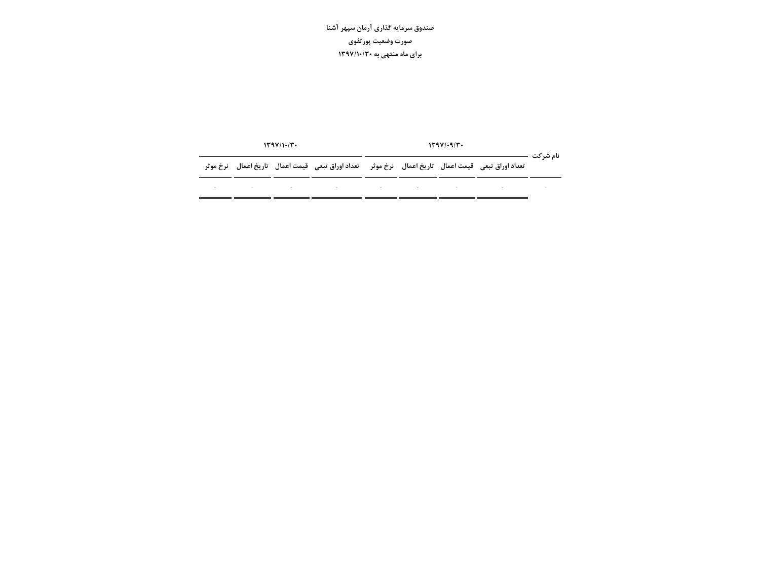صندوق سرمایه گذاری آرمان سپهر آشنا

صورت وضعیت پورتفوی

برای ماه منتهی به ۱۳۹۷/۱۰/۳۰

| نام شرکت | ۱۳۹۷/۰۹/۳۰ | | | | ۱۳۹۷/۱۰/۳۰ | | | |
|---|---|---|---|---|---|---|---|---|
| | تعداد اوراق تبعی | قیمت اعمال | تاریخ اعمال | نرخ موثر | تعداد اوراق تبعی | قیمت اعمال | تاریخ اعمال | نرخ موثر |
| - | - | - | - | - | - | - | - | - |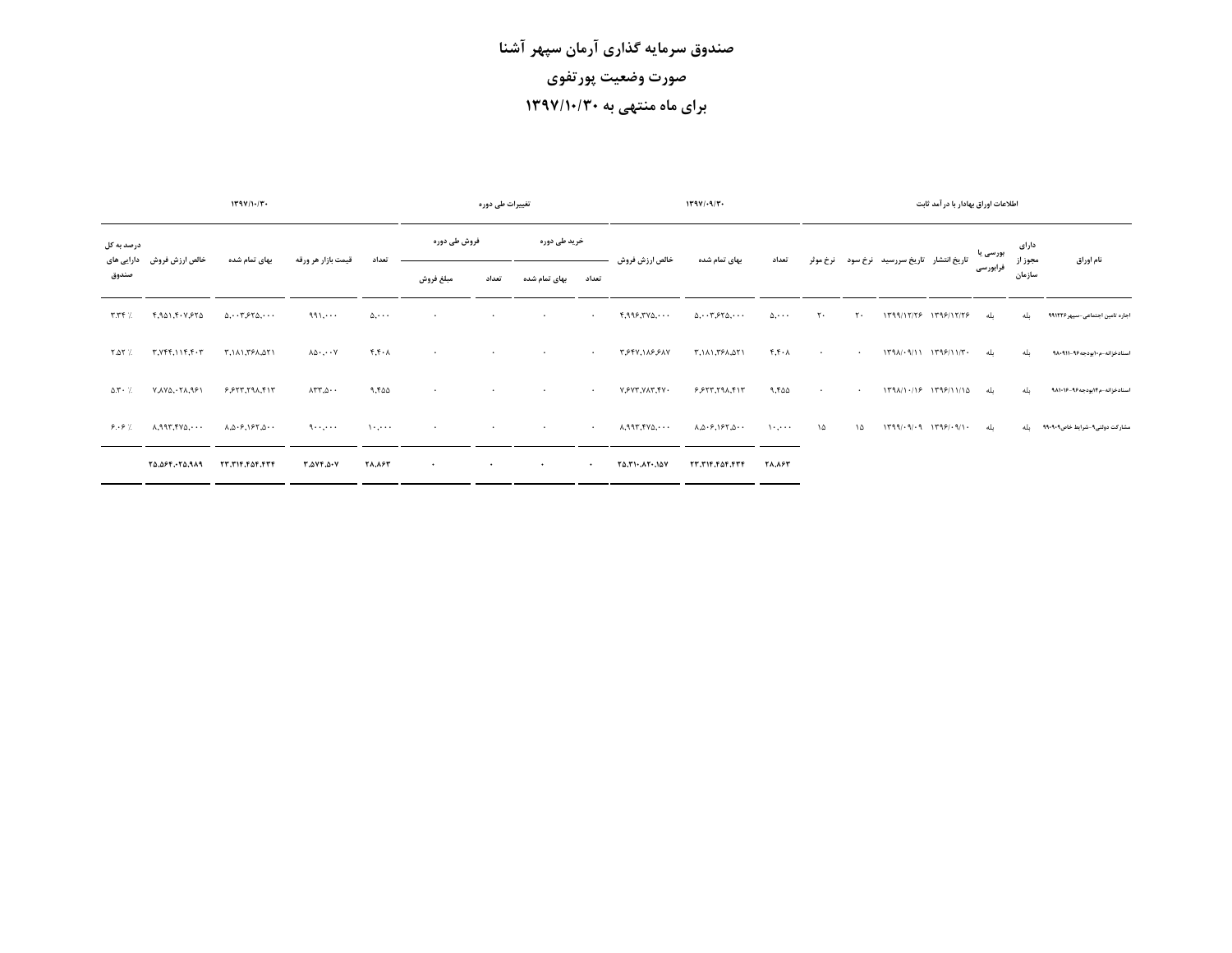# صندوق سرمایه گذاری آرمان سپهر آشنا

## صورت وضعیت پورتفوی

## برای ماه منتهی به ۱۳۹۷/۱۰/۳۰

| اطلاعات اوراق بهادار با درآمد ثابت | | | | | | | ۱۳۹۷/۰۹/۳۰ | | | تغییرات طی دوره | | | | ۱۳۹۷/۱۰/۳۰ | | | | |
|---|---|---|---|---|---|---|---|---|---|---|---|---|---|---|---|---|---|---|
| نام اوراق | دارای مجوز از سازمان | بورسی یا فرابورسی | تاریخ انتشار | تاریخ سررسید | نرخ سود | نرخ موثر | تعداد | بهای تمام شده | خالص ارزش فروش | خرید طی دوره | | فروش طی دوره | | تعداد | قیمت بازار هر ورقه | بهای تمام شده | خالص ارزش فروش | درصد به کل دارایی های صندوق |
| | | | | | | | | | | تعداد | بهای تمام شده | تعداد | مبلغ فروش | | | | | |
| اجاره تامین اجتماعی-سپهر۹۹۱۲۲۶ | بله | بله | ۱۳۹۶/۱۲/۲۶ | ۱۳۹۹/۱۲/۲۶ | ۲۰ | ۲۰ | ۵,۰۰۰ | ۵,۰۰۳,۶۲۵,۰۰۰ | ۴,۹۹۶,۳۷۵,۰۰۰ | ۰ | ۰ | ۰ | ۰ | ۵,۰۰۰ | ۹۹۱,۰۰۰ | ۵,۰۰۳,۶۲۵,۰۰۰ | ۴,۹۵۱,۴۰۷,۶۲۵ | ۳.۳۴ ٪ |
| اسنادخزانه-م۱۰بودجه۹۶-۹۸۰۹۱۱ | بله | بله | ۱۳۹۶/۱۱/۳۰ | ۱۳۹۸/۰۹/۱۱ | ۰ | ۰ | ۴,۴۰۸ | ۳,۱۸۱,۳۶۸,۵۲۱ | ۳,۶۴۷,۱۸۶,۶۸۷ | ۰ | ۰ | ۰ | ۰ | ۴,۴۰۸ | ۸۵۰,۰۰۷ | ۳,۱۸۱,۳۶۸,۵۲۱ | ۳,۷۴۴,۱۱۴,۴۰۳ | ۲.۵۲ ٪ |
| اسنادخزانه-م۱۴بودجه۹۶-۹۸۱۰۱۶ | بله | بله | ۱۳۹۶/۱۱/۱۵ | ۱۳۹۸/۱۰/۱۶ | ۰ | ۰ | ۹,۴۵۵ | ۶,۶۲۳,۲۹۸,۴۱۳ | ۷,۶۷۳,۷۸۳,۴۷۰ | ۰ | ۰ | ۰ | ۰ | ۹,۴۵۵ | ۸۳۳,۵۰۰ | ۶,۶۲۳,۲۹۸,۴۱۳ | ۷,۸۷۵,۰۲۸,۹۶۱ | ۵.۳۰ ٪ |
| مشارکت دولتی۹-شرایط خاص۹۹۰۹۰۹ | بله | بله | ۱۳۹۶/۰۹/۱۰ | ۱۳۹۹/۰۹/۰۹ | ۱۵ | ۱۵ | ۱۰,۰۰۰ | ۸,۵۰۶,۱۶۲,۵۰۰ | ۸,۹۹۳,۴۷۵,۰۰۰ | ۰ | ۰ | ۰ | ۰ | ۱۰,۰۰۰ | ۹۰۰,۰۰۰ | ۸,۵۰۶,۱۶۲,۵۰۰ | ۸,۹۹۳,۴۷۵,۰۰۰ | ۶.۰۶ ٪ |
| | | | | | | | ۲۸,۸۶۳ | ۲۳,۳۱۴,۴۵۴,۴۳۴ | ۲۵,۳۱۰,۸۲۰,۱۵۷ | ۰ | ۰ | ۰ | ۰ | ۲۸,۸۶۳ | ۳,۵۷۴,۵۰۷ | ۲۳,۳۱۴,۴۵۴,۴۳۴ | ۲۵,۵۶۴,۰۲۵,۹۸۹ | |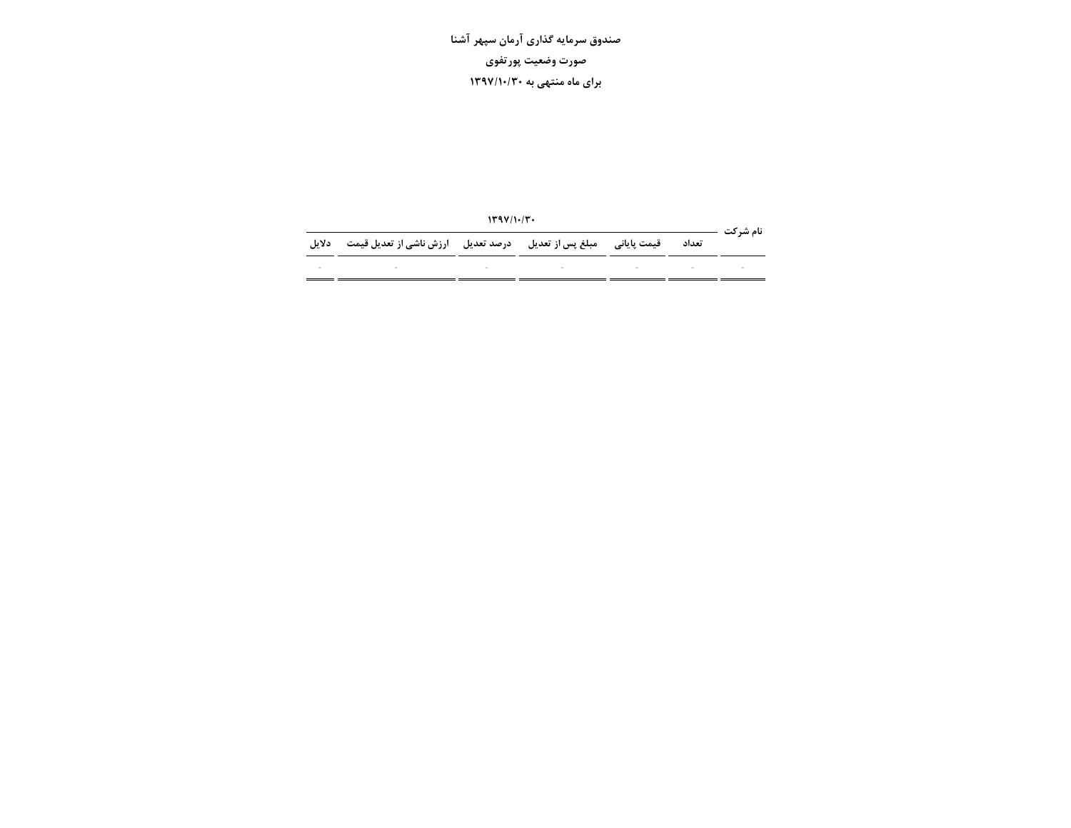**صندوق سرمایه گذاری آرمان سپهر آشنا**

**صورت وضعیت پورتفوی**

**برای ماه منتهی به ۱۳۹۷/۱۰/۳۰**

| نام شرکت | ۱۳۹۷/۱۰/۳۰ | | | | | |
| --- | --- | --- | --- | --- | --- | --- |
| | تعداد | قیمت پایانی | مبلغ پس از تعدیل | درصد تعدیل | ارزش ناشی از تعدیل قیمت | دلایل |
| - | - | - | - | - | - | - |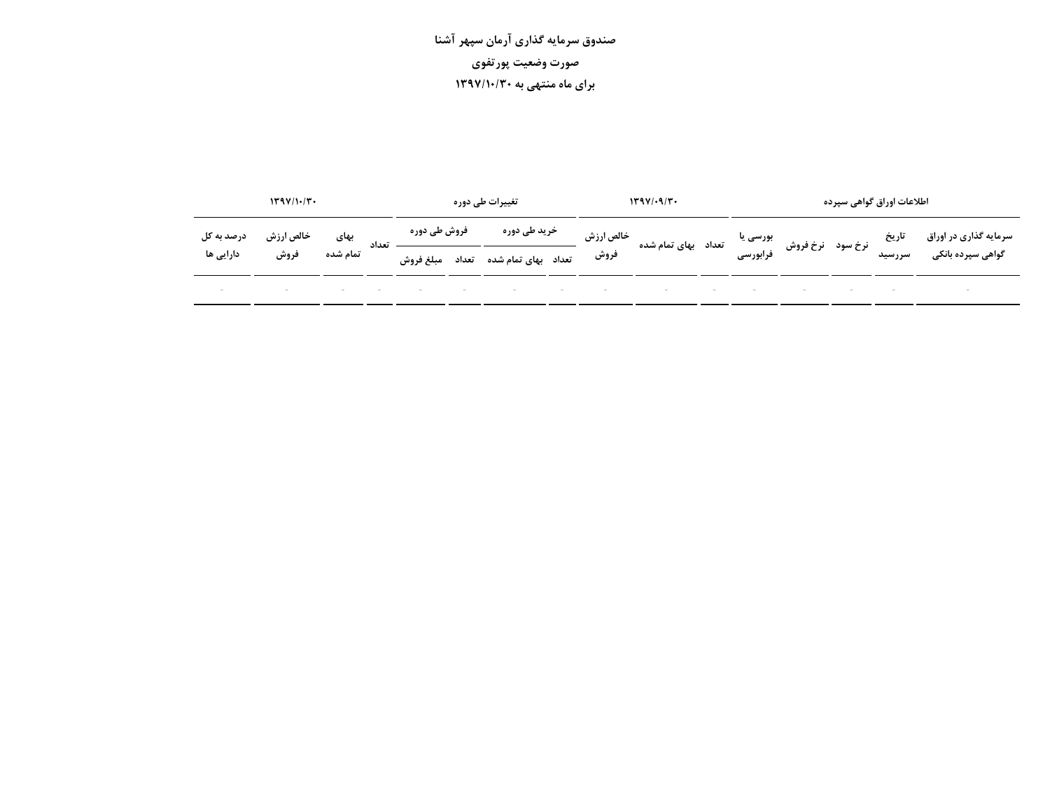**صندوق سرمایه گذاری آرمان سپهر آشنا**

**صورت وضعیت پورتفوی**

**برای ماه منتهی به ۱۳۹۷/۱۰/۳۰**

| اطلاعات اوراق گواهی سپرده | | | | | ۱۳۹۷/۰۹/۳۰ | | | تغییرات طی دوره | | | | ۱۳۹۷/۱۰/۳۰ | | | |
|---|---|---|---|---|---|---|---|---|---|---|---|---|---|---|---|
| سرمایه گذاری در اوراق گواهی سپرده بانکی | تاریخ سررسید | نرخ سود | نرخ فروش | بورسی یا فرابورسی | تعداد | بهای تمام شده | خالص ارزش فروش | خرید طی دوره | | فروش طی دوره | | تعداد | بهای تمام شده | خالص ارزش فروش | درصد به کل دارایی ها |
| | | | | | | | | تعداد | بهای تمام شده | تعداد | مبلغ فروش | | | | |
| - | - | - | - | - | - | - | - | - | - | - | - | - | - | - | - |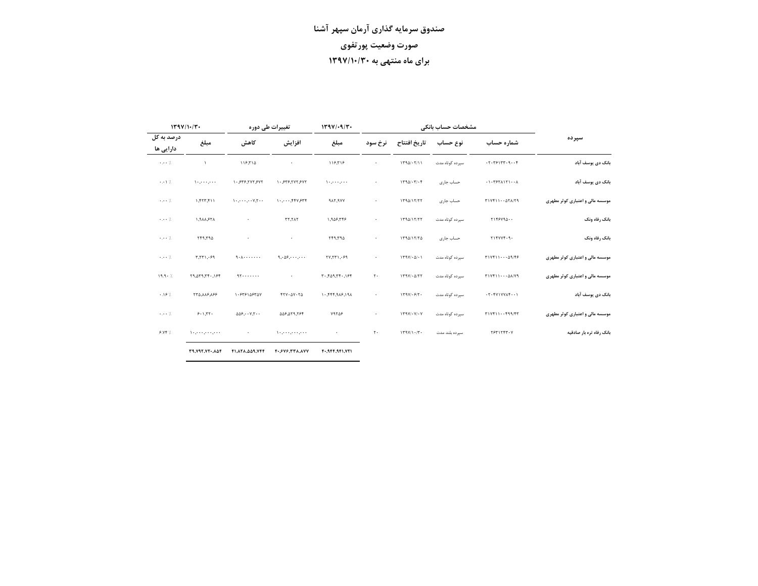# صندوق سرمایه گذاری آرمان سپهر آشنا

## صورت وضعیت پورتفوی

## برای ماه منتهی به ۱۳۹۷/۱۰/۳۰

| سپرده | مشخصات حساب بانکی | | | | ۱۳۹۷/۰۹/۳۰ | تغییرات طی دوره | | ۱۳۹۷/۱۰/۳۰ | |
|---|---|---|---|---|---|---|---|---|---|
| | شماره حساب | نوع حساب | تاریخ افتتاح | نرخ سود | مبلغ | افزایش | کاهش | مبلغ | درصد به کل دارایی ها |
| بانک دی یوسف آباد | ۰۲۰۳۶۱۳۳۰۹۰۰۴ | سپرده کوتاه مدت | ۱۳۹۵/۰۲/۱۱ | - | ۱۱۶,۳۱۶ | - | ۱۱۶,۳۱۵ | ۱ | ۰.۰۰ ٪ |
| بانک دی یوسف آباد | ۰۱۰۳۶۲۸۱۲۱۰۰۸ | حساب جاری | ۱۳۹۵/۰۳/۰۴ | - | ۱۰,۰۰۰,۰۰۰ | ۱۰,۶۳۶,۲۷۲,۶۷۲ | ۱۰,۶۳۶,۲۷۲,۶۷۲ | ۱۰,۰۰۰,۰۰۰ | ۰.۰۱ ٪ |
| موسسه مالی و اعتباری کوثر مطهری | ۳۱۷۴۱۱۰۰۵۲۸/۲۹ | حساب جاری | ۱۳۹۵/۱۲/۲۲ | - | ۹۸۲,۹۷۷ | ۱۰,۰۰۰,۴۴۷,۶۳۴ | ۱۰,۰۰۰,۰۰۷,۲۰۰ | ۱,۴۲۳,۴۱۱ | ۰.۰۰ ٪ |
| بانک رفاه ونک | ۲۱۴۶۷۹۵۰۰ | سپرده کوتاه مدت | ۱۳۹۵/۱۲/۲۲ | - | ۱,۹۵۶,۳۴۶ | ۳۲,۲۸۲ | - | ۱,۹۸۸,۶۲۸ | ۰.۰۰ ٪ |
| بانک رفاه ونک | ۲۱۴۷۷۴۰۹۰ | حساب جاری | ۱۳۹۵/۱۲/۲۵ | - | ۲۴۹,۳۹۵ | - | - | ۲۴۹,۳۹۵ | ۰.۰۰ ٪ |
| موسسه مالی و اعتباری کوثر مطهری | ۳۱۷۴۱۱۰۰۰۵۹/۴۶ | سپرده کوتاه مدت | ۱۳۹۷/۰۵/۰۱ | - | ۲۷,۲۳۱,۰۶۹ | ۹,۰۵۶,۰۰۰,۰۰۰ | ۹۰۸۰۰۰۰۰۰۰ | ۳,۲۳۱,۰۶۹ | ۰.۰۰ ٪ |
| موسسه مالی و اعتباری کوثر مطهری | ۳۱۷۴۱۱۰۰۰۵۸/۷۹ | سپرده کوتاه مدت | ۱۳۹۷/۰۵/۲۲ | ۲۰ | ۳۰,۴۵۹,۳۴۰,۱۶۴ | - | ۹۲۰۰۰۰۰۰۰ | ۲۹,۵۳۹,۳۴۰,۱۶۴ | ۱۹.۹۰ ٪ |
| بانک دی یوسف آباد | ۰۲۰۴۷۱۷۷۸۴۰۰۱ | سپرده کوتاه مدت | ۱۳۹۷/۰۶/۲۰ | - | ۱۰,۴۴۴,۹۸۶,۱۹۸ | ۴۲۷۰۵۷۰۲۵ | ۱۰۶۳۶۱۵۶۳۵۷ | ۲۳۵,۸۸۶,۸۶۶ | ۰.۱۶ ٪ |
| موسسه مالی و اعتباری کوثر مطهری | ۳۱۷۴۱۱۰۰۴۹۹/۴۳ | سپرده کوتاه مدت | ۱۳۹۷/۰۷/۰۷ | - | ۷۹۲۵۶ | ۵۵۶,۵۲۹,۲۶۴ | ۵۵۶,۰۰۷,۲۰۰ | ۶۰۱,۳۲۰ | ۰.۰۰ ٪ |
| بانک رفاه تره بار صادقیه | ۲۶۳۱۲۴۳۰۷ | سپرده بلند مدت | ۱۳۹۷/۱۰/۳۰ | ۲۰ | - | ۱۰,۰۰۰,۰۰۰,۰۰۰ | - | ۱۰,۰۰۰,۰۰۰,۰۰۰ | ۶.۷۴ ٪ |
| | | | | | ۴۰,۹۴۴,۹۴۱,۷۲۱ | ۴۰,۶۷۶,۳۳۸,۸۷۷ | ۴۱,۸۲۸,۵۵۹,۷۴۴ | ۳۹,۷۹۲,۷۲۰,۸۵۴ | |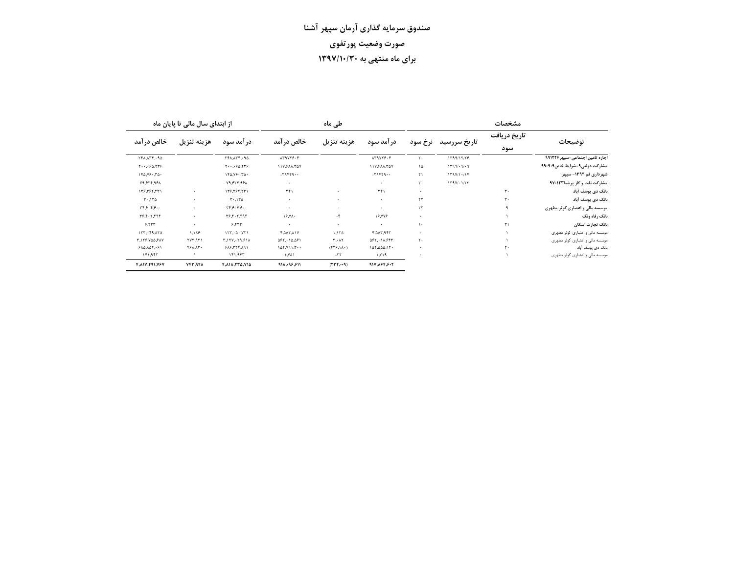**صندوق سرمایه گذاری آرمان سپهر آشنا**

**صورت وضعیت پورتفوی**

**برای ماه منتهی به ۱۳۹۷/۱۰/۳۰**

| توضیحات | مشخصات | | | طی ماه | | | از ابتدای سال مالی تا پایان ماه | | |
|---|---|---|---|---|---|---|---|---|---|
| | تاریخ دریافت سود | تاریخ سررسید | نرخ سود | درآمد سود | هزینه تنزیل | خالص درآمد | درآمد سود | هزینه تنزیل | خالص درآمد |
| اجاره تامین اجتماعی-سپهر ۹۹۱۲۲۶ | | ۱۳۹۹/۱۲/۲۶ | ۲۰ | ۸۳۹۷۲۶۰۴ | | ۸۳۹۷۲۶۰۴ | ۲۴۸,۸۳۴,۰۹۵ | | ۲۴۸,۸۳۴,۰۹۵ |
| مشارکت دولتی۹-شرایط خاص۹۹۰۹۰۹ | | ۱۳۹۹/۰۹/۰۹ | ۱۵ | ۱۱۷,۶۸۸,۳۵۷ | | ۱۱۷,۶۸۸,۳۵۷ | ۲۰۰,۰۶۵,۳۳۶ | | ۲۰۰,۰۶۵,۳۳۶ |
| شهرداری قم ۱۳۹۴- سپهر | | ۱۳۹۷/۱۰/۱۴ | ۲۱ | -۲۹۴۲۹۰۰ | | -۲۹۴۲۹۰۰ | ۱۴۵,۷۶۰,۳۵۰ | | ۱۴۵,۷۶۰,۳۵۰ |
| مشارکت نفت و گاز پرشیا۹۷۰۱۲۳ | | ۱۳۹۷/۰۱/۲۳ | ۲۰ | ۰ | | ۰ | ۷۹,۶۲۴,۹۶۸ | | ۷۹,۶۲۴,۹۶۸ |
| بانک دی یوسف آباد | ۳۰ | | ۰ | ۳۴۱ | ۰ | ۳۴۱ | ۱۳۶,۳۶۲,۲۳۱ | ۰ | ۱۳۶,۳۶۲,۲۳۱ |
| بانک دی یوسف آباد | ۳۰ | | ۲۲ | ۰ | ۰ | ۰ | ۳۰,۱۳۵ | ۰ | ۳۰,۱۳۵ |
| موسسه مالی و اعتباری کوثر مطهری | ۹ | | ۲۲ | ۰ | ۰ | ۰ | ۳۴,۶۰۴,۶۰۰ | ۰ | ۳۴,۶۰۴,۶۰۰ |
| بانک رفاه ونک | ۱ | | ۰ | ۱۶,۷۷۶ | -۴ | ۱۶,۷۸۰ | ۳۶,۴۰۲,۴۹۴ | ۰ | ۳۶,۴۰۲,۴۹۴ |
| بانک تجارت اسکان | ۳۱ | | ۱۰ | ۰ | ۰ | ۰ | ۶,۴۳۳ | ۰ | ۶,۴۳۳ |
| موسسه مالی و اعتباری کوثر مطهری | ۱ | | ۰ | ۴,۵۵۳,۹۴۲ | ۱,۱۲۵ | ۴,۵۵۲,۸۱۷ | ۱۲۳,۰۵۰,۷۲۱ | ۱,۱۸۶ | ۱۲۳,۰۴۹,۵۳۵ |
| موسسه مالی و اعتباری کوثر مطهری | ۱ | | ۲۰ | ۵۶۲,۰۱۸,۶۴۳ | ۳,۰۸۲ | ۵۶۲,۰۱۵,۵۶۱ | ۳,۱۲۷,۰۲۹,۶۱۸ | ۲۷۳,۹۳۱ | ۳,۱۲۶,۷۵۵,۶۸۷ |
| بانک دی یوسف آباد | ۲۰ | | ۰ | ۱۵۲,۵۵۵,۱۲۰ | (۲۳۶,۱۸۰) | ۱۵۲,۷۹۱,۳۰۰ | ۶۸۶,۳۲۲,۸۹۱ | ۴۶۸,۸۳۰ | ۶۸۵,۸۵۴,۰۶۱ |
| موسسه مالی و اعتباری کوثر مطهری | ۱ | | ۰ | ۱,۷۱۹ | -۳۲ | ۱,۷۵۱ | ۱۴۱,۹۴۳ | ۱ | ۱۴۱,۹۴۲ |
| | | | | ۹۱۷,۸۶۴,۶۰۲ | (۲۳۲,۰۰۹) | ۹۱۸,۰۹۶,۶۱۱ | ۴,۸۱۸,۲۳۵,۷۱۵ | ۷۴۳,۹۴۸ | ۴,۸۱۷,۴۹۱,۷۶۷ |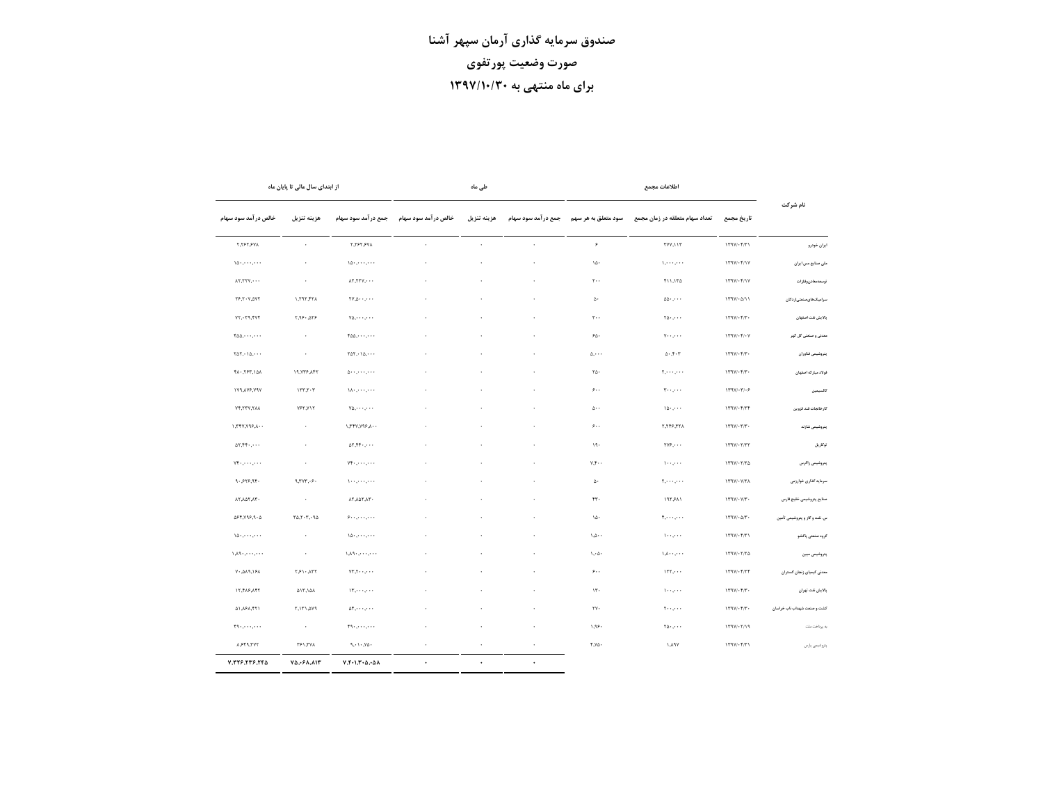# صندوق سرمایه گذاری آرمان سپهر آشنا

## صورت وضعیت پورتفوی

## برای ماه منتهی به ۱۳۹۷/۱۰/۳۰

| نام شرکت | اطلاعات مجمع | | | طی ماه | | | از ابتدای سال مالی تا پایان ماه | | |
|---|---|---|---|---|---|---|---|---|---|
| | تاریخ مجمع | تعداد سهام متعلقه در زمان مجمع | سود متعلق به هر سهم | جمع درآمد سود سهام | هزینه تنزیل | خالص درآمد سود سهام | جمع درآمد سود سهام | هزینه تنزیل | خالص درآمد سود سهام |
| ایران خودرو | ۱۳۹۷/۰۴/۳۱ | ۳۷۷,۱۱۳ | ۶ | ۰ | ۰ | ۰ | ۲,۲۶۲,۶۷۸ | ۰ | ۲,۲۶۲,۶۷۸ |
| ملی صنایع مس ایران | ۱۳۹۷/۰۴/۱۷ | ۱,۰۰۰,۰۰۰ | ۱۵۰ | ۰ | ۰ | ۰ | ۱۵۰,۰۰۰,۰۰۰ | ۰ | ۱۵۰,۰۰۰,۰۰۰ |
| توسعه‌معادن‌وفلزات | ۱۳۹۷/۰۴/۱۷ | ۴۱۱,۱۳۵ | ۲۰۰ | ۰ | ۰ | ۰ | ۸۲,۲۲۷,۰۰۰ | ۰ | ۸۲,۲۲۷,۰۰۰ |
| سرامیک‌های‌صنعتی‌اردکان | ۱۳۹۷/۰۵/۱۱ | ۵۵۰,۰۰۰ | ۵۰ | ۰ | ۰ | ۰ | ۲۷,۵۰۰,۰۰۰ | ۱,۲۹۲,۴۲۸ | ۲۶,۲۰۷,۵۷۲ |
| پالایش نفت اصفهان | ۱۳۹۷/۰۴/۳۰ | ۲۵۰,۰۰۰ | ۳۰۰ | ۰ | ۰ | ۰ | ۷۵,۰۰۰,۰۰۰ | ۲,۹۶۰,۵۲۶ | ۷۲,۰۳۹,۴۷۴ |
| معدنی و صنعتی گل گهر | ۱۳۹۷/۰۴/۰۷ | ۷۰۰,۰۰۰ | ۶۵۰ | ۰ | ۰ | ۰ | ۴۵۵,۰۰۰,۰۰۰ | ۰ | ۴۵۵,۰۰۰,۰۰۰ |
| پتروشیمی فناوران | ۱۳۹۷/۰۴/۳۰ | ۵۰,۴۰۳ | ۵,۰۰۰ | ۰ | ۰ | ۰ | ۲۵۲,۰۱۵,۰۰۰ | ۰ | ۲۵۲,۰۱۵,۰۰۰ |
| فولاد مبارکه اصفهان | ۱۳۹۷/۰۴/۳۰ | ۲,۰۰۰,۰۰۰ | ۲۵۰ | ۰ | ۰ | ۰ | ۵۰۰,۰۰۰,۰۰۰ | ۱۹,۷۳۶,۸۴۲ | ۴۸۰,۲۶۳,۱۵۸ |
| کالسیمین | ۱۳۹۷/۰۳/۰۶ | ۳۰۰,۰۰۰ | ۶۰۰ | ۰ | ۰ | ۰ | ۱۸۰,۰۰۰,۰۰۰ | ۱۲۳,۲۰۳ | ۱۷۹,۸۷۶,۷۹۷ |
| کارخانجات قند قزوین | ۱۳۹۷/۰۴/۲۴ | ۱۵۰,۰۰۰ | ۵۰۰ | ۰ | ۰ | ۰ | ۷۵,۰۰۰,۰۰۰ | ۷۶۲,۷۱۲ | ۷۴,۲۳۷,۲۸۸ |
| پتروشیمی شازند | ۱۳۹۷/۰۳/۳۰ | ۲,۲۴۶,۴۲۸ | ۶۰۰ | ۰ | ۰ | ۰ | ۱,۳۴۷,۷۹۶,۸۰۰ | ۰ | ۱,۳۴۷,۷۹۶,۸۰۰ |
| نوکاریل | ۱۳۹۷/۰۲/۲۲ | ۲۷۶,۰۰۰ | ۱۹۰ | ۰ | ۰ | ۰ | ۵۲,۴۴۰,۰۰۰ | ۰ | ۵۲,۴۴۰,۰۰۰ |
| پتروشیمی زاگرس | ۱۳۹۷/۰۲/۲۵ | ۱۰۰,۰۰۰ | ۷,۴۰۰ | ۰ | ۰ | ۰ | ۷۴۰,۰۰۰,۰۰۰ | ۰ | ۷۴۰,۰۰۰,۰۰۰ |
| سرمایه گذاری خوارزمی | ۱۳۹۷/۰۷/۲۸ | ۲,۰۰۰,۰۰۰ | ۵۰ | ۰ | ۰ | ۰ | ۱۰۰,۰۰۰,۰۰۰ | ۹,۳۷۳,۰۶۰ | ۹۰,۶۲۶,۹۴۰ |
| صنایع پتروشیمی خلیج فارس | ۱۳۹۷/۰۷/۳۰ | ۱۹۲,۶۸۱ | ۴۳۰ | ۰ | ۰ | ۰ | ۸۲,۸۵۲,۸۳۰ | ۰ | ۸۲,۸۵۲,۸۳۰ |
| س. نفت و گاز و پتروشیمی تأمین | ۱۳۹۷/۰۵/۳۰ | ۴,۰۰۰,۰۰۰ | ۱۵۰ | ۰ | ۰ | ۰ | ۶۰۰,۰۰۰,۰۰۰ | ۳۵,۲۰۳,۰۹۵ | ۵۶۴,۷۹۶,۹۰۵ |
| گروه صنعتی پاکشو | ۱۳۹۷/۰۴/۳۱ | ۱۰۰,۰۰۰ | ۱,۵۰۰ | ۰ | ۰ | ۰ | ۱۵۰,۰۰۰,۰۰۰ | ۰ | ۱۵۰,۰۰۰,۰۰۰ |
| پتروشیمی مبین | ۱۳۹۷/۰۲/۲۵ | ۱,۸۰۰,۰۰۰ | ۱,۰۵۰ | ۰ | ۰ | ۰ | ۱,۸۹۰,۰۰۰,۰۰۰ | ۰ | ۱,۸۹۰,۰۰۰,۰۰۰ |
| معدنی کیمیای زنجان گستران | ۱۳۹۷/۰۴/۲۴ | ۱۲۲,۰۰۰ | ۶۰۰ | ۰ | ۰ | ۰ | ۷۳,۲۰۰,۰۰۰ | ۲,۶۱۰,۸۳۲ | ۷۰,۵۸۹,۱۶۸ |
| پالایش نفت تهران | ۱۳۹۷/۰۴/۳۰ | ۱۰۰,۰۰۰ | ۱۳۰ | ۰ | ۰ | ۰ | ۱۳,۰۰۰,۰۰۰ | ۵۱۳,۱۵۸ | ۱۲,۴۸۶,۸۴۲ |
| کشت و صنعت شهداب ناب خراسان | ۱۳۹۷/۰۴/۳۰ | ۲۰۰,۰۰۰ | ۲۷۰ | ۰ | ۰ | ۰ | ۵۴,۰۰۰,۰۰۰ | ۲,۱۳۱,۵۷۹ | ۵۱,۸۶۸,۴۲۱ |
| به پرداخت ملت | ۱۳۹۷/۰۲/۱۹ | ۲۵۰,۰۰۰ | ۱,۹۶۰ | ۰ | ۰ | ۰ | ۴۹۰,۰۰۰,۰۰۰ | ۰ | ۴۹۰,۰۰۰,۰۰۰ |
| پتروشیمی پارس | ۱۳۹۷/۰۴/۳۱ | ۱,۸۹۷ | ۴,۷۵۰ | ۰ | ۰ | ۰ | ۹,۰۱۰,۷۵۰ | ۳۶۱,۳۷۸ | ۸,۶۴۹,۳۷۲ |
| | | | | ۰ | ۰ | ۰ | ۷,۴۰۱,۳۰۵,۰۵۸ | ۷۵,۰۶۸,۸۱۳ | ۷,۳۲۶,۲۳۶,۲۴۵ |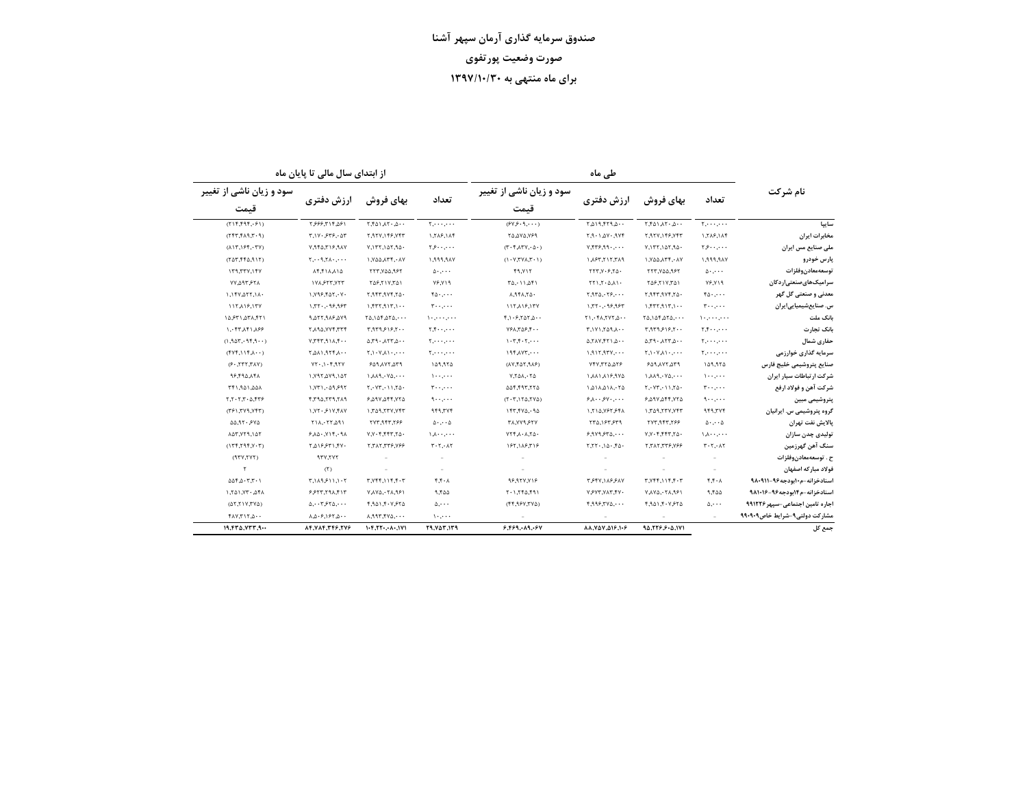# صندوق سرمایه گذاری آرمان سپهر آشنا

## صورت وضعیت پورتفوی

## برای ماه منتهی به ۱۳۹۷/۱۰/۳۰

| نام شرکت | طی ماه | | | | از ابتدای سال مالی تا پایان ماه | | | |
|---|---|---|---|---|---|---|---|---|
| | تعداد | بهای فروش | ارزش دفتری | سود و زیان ناشی از تغییر قیمت | تعداد | بهای فروش | ارزش دفتری | سود و زیان ناشی از تغییر قیمت |
| سایپا | ۲،۰۰۰،۰۰۰ | ۲،۴۵۱،۸۲۰،۵۰۰ | ۲،۵۱۹،۴۲۹،۵۰۰ | (۶۷،۶۰۹،۰۰۰) | ۲،۰۰۰،۰۰۰ | ۲،۴۵۱،۸۲۰،۵۰۰ | ۲،۶۶۶،۳۱۴،۵۶۱ | (۲۱۴،۴۹۴،۰۶۱) |
| مخابرات ایران | ۱،۲۸۶،۱۸۴ | ۲،۹۲۷،۱۴۶،۷۴۳ | ۲،۹۰۱،۵۷۰،۹۷۴ | ۲۵،۵۷۵،۷۶۹ | ۱،۲۸۶،۱۸۴ | ۲،۹۲۷،۱۴۶،۷۴۳ | ۳،۱۷۰،۶۳۶،۰۵۳ | (۲۴۳،۴۸۹،۳۰۹) |
| ملی صنایع مس ایران | ۲،۶۰۰،۰۰۰ | ۷،۱۳۳،۱۵۲،۹۵۰ | ۷،۴۳۶،۹۹۰،۰۰۰ | (۳۰۳،۸۳۷،۰۵۰) | ۲،۶۰۰،۰۰۰ | ۷،۱۳۳،۱۵۲،۹۵۰ | ۷،۹۴۵،۳۱۶،۹۸۷ | (۸۱۲،۱۶۴،۰۳۷) |
| پارس خودرو | ۱،۹۹۹،۹۸۷ | ۱،۷۵۵،۸۳۴،۰۸۷ | ۱،۸۶۳،۲۱۲،۳۸۹ | (۱۰۷،۳۷۸،۳۰۱) | ۱،۹۹۹،۹۸۷ | ۱،۷۵۵،۸۳۴،۰۸۷ | ۲،۰۰۹،۲۸۰،۰۰۰ | (۲۵۳،۴۴۵،۹۱۳) |
| توسعه‌معادن‌وفلزات | ۵۰،۰۰۰ | ۲۲۳،۷۵۵،۹۶۲ | ۲۲۳،۷۰۶،۲۵۰ | ۴۹،۷۱۲ | ۵۰،۰۰۰ | ۲۲۳،۷۵۵،۹۶۲ | ۸۴،۴۱۸،۸۱۵ | ۱۳۹،۳۳۷،۱۴۷ |
| سرامیک‌های‌صنعتی‌اردکان | ۷۶،۷۱۹ | ۲۵۶،۲۱۷،۳۵۱ | ۲۲۱،۲۰۵،۸۱۰ | ۳۵،۰۱۱،۵۴۱ | ۷۶،۷۱۹ | ۲۵۶،۲۱۷،۳۵۱ | ۱۷۸،۶۲۳،۷۲۳ | ۷۷،۵۹۳،۶۲۸ |
| معدنی و صنعتی گل گهر | ۴۵۰،۰۰۰ | ۲،۹۴۳،۹۷۴،۲۵۰ | ۲،۹۳۵،۰۲۶،۰۰۰ | ۸،۹۴۸،۲۵۰ | ۴۵۰،۰۰۰ | ۲،۹۴۳،۹۷۴،۲۵۰ | ۱،۷۹۶،۴۵۲،۰۷۰ | ۱،۱۴۷،۵۲۲،۱۸۰ |
| س. صنایع‌شیمیایی‌ایران | ۳۰۰،۰۰۰ | ۱،۴۳۲،۹۱۳،۱۰۰ | ۱،۳۲۰،۰۹۶،۹۶۳ | ۱۱۲،۸۱۶،۱۳۷ | ۳۰۰،۰۰۰ | ۱،۴۳۲،۹۱۳،۱۰۰ | ۱،۳۲۰،۰۹۶،۹۶۳ | ۱۱۲،۸۱۶،۱۳۷ |
| بانک ملت | ۱۰،۰۰۰،۰۰۰ | ۲۵،۱۵۴،۵۲۵،۰۰۰ | ۲۱،۰۴۸،۲۷۲،۵۰۰ | ۴،۱۰۶،۲۵۲،۵۰۰ | ۱۰،۰۰۰،۰۰۰ | ۲۵،۱۵۴،۵۲۵،۰۰۰ | ۹،۵۲۲،۹۸۶،۵۷۹ | ۱۵،۶۳۱،۵۳۸،۴۲۱ |
| بانک تجارت | ۲،۴۰۰،۰۰۰ | ۳،۹۳۹،۶۱۶،۲۰۰ | ۳،۱۷۱،۲۵۹،۸۰۰ | ۷۶۸،۳۵۶،۴۰۰ | ۲،۴۰۰،۰۰۰ | ۳،۹۳۹،۶۱۶،۲۰۰ | ۲،۸۹۵،۷۷۴،۳۳۴ | ۱،۰۴۳،۸۴۱،۸۶۶ |
| حفاری شمال | ۲،۰۰۰،۰۰۰ | ۵،۳۹۰،۸۲۳،۵۰۰ | ۵،۲۸۷،۴۲۱،۵۰۰ | ۱۰۳،۴۰۲،۰۰۰ | ۲،۰۰۰،۰۰۰ | ۵،۳۹۰،۸۲۳،۵۰۰ | ۷،۳۴۳،۹۱۸،۴۰۰ | (۱،۹۵۳،۰۹۴،۹۰۰) |
| سرمایه گذاری خوارزمی | ۲،۰۰۰،۰۰۰ | ۲،۱۰۷،۸۱۰،۰۰۰ | ۱،۹۱۳،۹۳۷،۰۰۰ | ۱۹۳،۸۷۳،۰۰۰ | ۲،۰۰۰،۰۰۰ | ۲،۱۰۷،۸۱۰،۰۰۰ | ۲،۵۸۱،۹۲۴،۸۰۰ | (۴۷۴،۱۱۴،۸۰۰) |
| صنایع پتروشیمی خلیج فارس | ۱۵۹،۹۲۵ | ۶۵۹،۸۷۲،۵۳۹ | ۷۴۷،۳۲۵،۵۲۶ | (۸۷،۴۵۲،۹۸۶) | ۱۵۹،۹۲۵ | ۶۵۹،۸۷۲،۵۳۹ | ۷۲۰،۱۰۴،۹۲۷ | (۶۰،۲۳۲،۳۸۷) |
| شرکت ارتباطات سیار ایران | ۱۰۰،۰۰۰ | ۱،۸۸۹،۰۷۵،۰۰۰ | ۱،۸۸۱،۸۱۶،۹۷۵ | ۷،۲۵۸،۰۲۵ | ۱۰۰،۰۰۰ | ۱،۸۸۹،۰۷۵،۰۰۰ | ۱،۷۹۲،۵۷۹،۱۵۲ | ۹۶،۴۹۵،۸۴۸ |
| شرکت آهن و فولاد ارفع | ۳۰۰،۰۰۰ | ۲،۰۷۳،۰۱۱،۲۵۰ | ۱،۵۱۸،۵۱۸،۰۲۵ | ۵۵۴،۴۹۳،۲۲۵ | ۳۰۰،۰۰۰ | ۲،۰۷۳،۰۱۱،۲۵۰ | ۱،۷۳۱،۰۵۹،۶۹۲ | ۳۴۱،۹۵۱،۵۵۸ |
| پتروشیمی مبین | ۹۰۰،۰۰۰ | ۶،۵۹۷،۵۴۴،۷۲۵ | ۶،۸۰۰،۶۷۰،۰۰۰ | (۲۰۳،۱۲۵،۲۷۵) | ۹۰۰،۰۰۰ | ۶،۵۹۷،۵۴۴،۷۲۵ | ۴،۳۹۵،۳۳۹،۲۸۹ | ۲،۲۰۲،۲۰۵،۴۳۶ |
| گروه پتروشیمی س. ایرانیان | ۹۴۹،۳۷۴ | ۱،۳۵۹،۲۳۷،۷۴۳ | ۱،۲۱۵،۷۶۲،۶۴۸ | ۱۴۳،۴۷۵،۰۹۵ | ۹۴۹،۳۷۴ | ۱،۳۵۹،۲۳۷،۷۴۳ | ۱،۷۲۰،۶۱۷،۴۸۷ | (۳۶۱،۳۷۹،۷۴۴) |
| پالایش نفت تهران | ۵۰،۰۰۵ | ۲۷۳،۹۴۳،۲۶۶ | ۲۳۵،۱۶۳،۶۳۹ | ۳۸،۷۷۹،۶۲۷ | ۵۰،۰۰۵ | ۲۷۳،۹۴۳،۲۶۶ | ۲۱۸،۰۲۲،۵۹۱ | ۵۵،۹۲۰،۶۷۵ |
| تولیدی چدن سازان | ۱،۸۰۰،۰۰۰ | ۷،۷۰۴،۴۴۳،۲۵۰ | ۶،۹۷۹،۶۳۵،۰۰۰ | ۷۲۴،۸۰۸،۲۵۰ | ۱،۸۰۰،۰۰۰ | ۷،۷۰۴،۴۴۳،۲۵۰ | ۶،۸۵۰،۷۱۴،۰۹۸ | ۸۵۳،۷۲۹،۱۵۲ |
| سنگ آهن گهرزمین | ۳۰۲،۰۸۲ | ۲،۳۸۲،۳۳۶،۷۶۶ | ۲،۲۲۰،۱۵۰،۴۵۰ | ۱۶۲،۱۸۶،۳۱۶ | ۳۰۲،۰۸۲ | ۲،۳۸۲،۳۳۶،۷۶۶ | ۲،۵۱۶،۶۳۱،۴۷۰ | (۱۳۴،۲۹۴،۷۰۳) |
| ح . توسعه‌معادن‌وفلزات | - | - | - | - | - | - | ۹۳۷،۲۷۲ | (۹۳۷،۲۷۲) |
| فولاد مبارکه اصفهان | | | | | | | (۲) | ۲ |
| اسنادخزانه-م۱۰بودجه۹۶-۹۸۰۹۱۱ | ۴،۴۰۸ | ۳،۷۴۴،۱۱۴،۴۰۳ | ۳،۶۴۷،۱۸۶،۶۸۷ | ۹۶،۹۲۷،۷۱۶ | ۴،۴۰۸ | ۳،۷۴۴،۱۱۴،۴۰۳ | ۳،۱۸۹،۶۱۱،۱۰۲ | ۵۵۴،۵۰۳،۳۰۱ |
| اسنادخزانه-م۱۴بودجه۹۶-۹۸۱۰۱۶ | ۹،۴۵۵ | ۷،۸۷۵،۰۲۸،۹۶۱ | ۷،۶۷۳،۷۸۳،۴۷۰ | ۲۰۱،۲۴۵،۴۹۱ | ۹،۴۵۵ | ۷،۸۷۵،۰۲۸،۹۶۱ | ۶،۶۲۳،۲۹۸،۴۱۳ | ۱،۲۵۱،۷۳۰،۵۴۸ |
| اجاره تامین اجتماعی-سپهر۹۹۱۲۲۶ | ۵،۰۰۰ | ۴،۹۵۱،۴۰۷،۶۲۵ | ۴،۹۹۶،۳۷۵،۰۰۰ | (۴۴،۹۶۷،۳۷۵) | ۵،۰۰۰ | ۴،۹۵۱،۴۰۷،۶۲۵ | ۵،۰۰۳،۶۲۵،۰۰۰ | (۵۲،۲۱۷،۳۷۵) |
| مشارکت دولتی۹-شرایط خاص۹۹۰۹۰۹ | - | | | - | ۱۰،۰۰۰ | ۸،۹۹۳،۴۷۵،۰۰۰ | ۸،۵۰۶،۱۶۲،۵۰۰ | ۴۸۷،۳۱۲،۵۰۰ |
| جمع کل | | ۹۵،۲۲۶،۶۰۵،۱۷۱ | ۸۸،۷۵۷،۵۱۶،۱۰۶ | ۶،۴۶۹،۰۸۹،۰۶۷ | ۲۹،۷۵۳،۱۳۹ | ۱۰۴،۲۲۰،۰۸۰،۱۷۱ | ۸۴،۷۸۴،۳۴۶،۲۷۶ | ۱۹،۴۳۵،۷۳۳،۹۰۰ |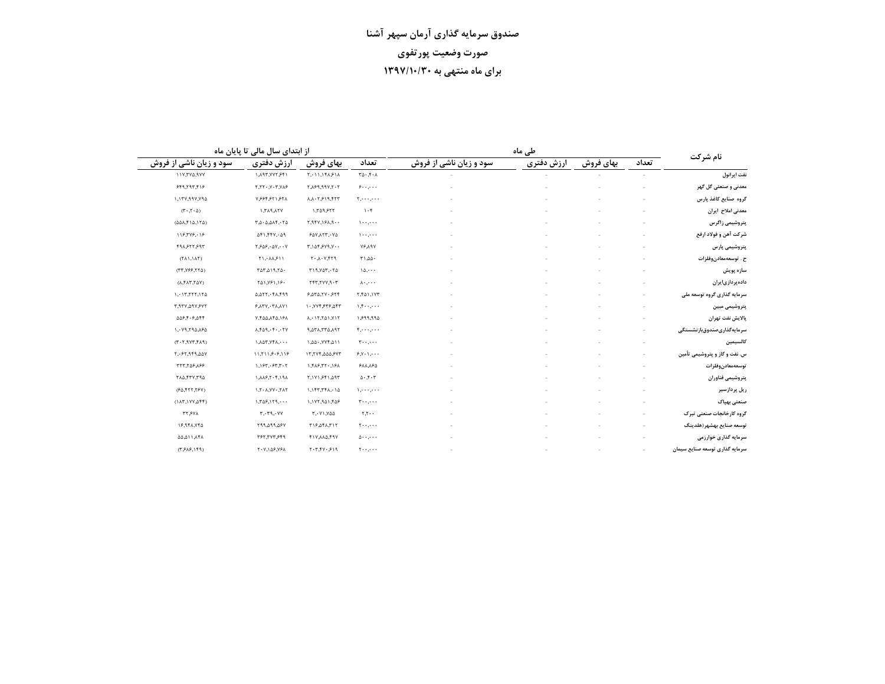# صندوق سرمایه گذاری آرمان سپهر آشنا

## صورت وضعیت پورتفوی

## برای ماه منتهی به ۱۳۹۷/۱۰/۳۰

| نام شرکت | طی ماه | | | | از ابتدای سال مالی تا پایان ماه | | | |
|---|---|---|---|---|---|---|---|---|
| | تعداد | بهای فروش | ارزش دفتری | سود و زیان ناشی از فروش | تعداد | بهای فروش | ارزش دفتری | سود و زیان ناشی از فروش |
| نفت ایرانول | - | - | - | - | ۳۵۰,۴۰۸ | ۲,۰۱۱,۱۴۸,۶۱۸ | ۱,۸۹۳,۷۷۲,۶۴۱ | ۱۱۷,۳۷۵,۹۷۷ |
| معدنی و صنعتی گل گهر | - | - | - | - | ۶۰۰,۰۰۰ | ۲,۸۶۹,۹۹۷,۲۰۲ | ۲,۲۲۰,۷۰۳,۷۸۶ | ۶۴۹,۲۹۳,۴۱۶ |
| گروه صنایع کاغذ پارس | - | - | - | - | ۲,۰۰۰,۰۰۰ | ۸,۸۰۲,۶۱۹,۴۲۳ | ۷,۶۶۴,۶۲۱,۶۲۸ | ۱,۱۳۷,۹۹۷,۷۹۵ |
| معدنی املاح ایران | - | - | - | - | ۱۰۴ | ۱,۳۵۹,۶۲۲ | ۱,۳۸۹,۸۲۷ | (۳۰,۲۰۵) |
| پتروشیمی زاگرس | - | - | - | - | ۱۰۰,۰۰۰ | ۲,۹۴۷,۱۶۸,۹۰۰ | ۳,۵۰۵,۵۸۴,۰۲۵ | (۵۵۸,۴۱۵,۱۲۵) |
| شرکت آهن و فولاد ارفع | - | - | - | - | ۱۰۰,۰۰۰ | ۶۵۷,۸۲۳,۰۷۵ | ۵۴۱,۴۴۷,۰۵۹ | ۱۱۶,۳۷۶,۰۱۶ |
| پتروشیمی پارس | - | - | - | - | ۷۶,۸۹۷ | ۳,۱۵۴,۶۷۹,۷۰۰ | ۲,۶۵۶,۰۵۷,۰۰۷ | ۴۹۸,۶۲۲,۶۹۳ |
| ح . توسعه‌معادن‌وفلزات | - | - | - | - | ۳۱,۵۵۰ | ۲۰,۸۰۷,۴۲۹ | ۲۱,۰۸۸,۶۱۱ | (۲۸۱,۱۸۲) |
| سازه پویش | - | - | - | - | ۱۵,۰۰۰ | ۳۱۹,۷۵۳,۰۲۵ | ۳۵۳,۵۱۹,۲۵۰ | (۳۳,۷۶۶,۲۲۵) |
| داده‌پردازی‌ایران | - | - | - | - | ۸۰,۰۰۰ | ۲۴۳,۲۷۷,۹۰۳ | ۲۵۱,۷۶۱,۱۶۰ | (۸,۴۸۳,۲۵۷) |
| سرمایه گذاری گروه توسعه ملی | - | - | - | - | ۲,۴۵۱,۱۷۳ | ۶,۵۳۵,۲۷۰,۶۲۴ | ۵,۵۲۲,۰۴۸,۴۹۹ | ۱,۰۱۳,۲۲۲,۱۲۵ |
| پتروشیمی مبین | - | - | - | - | ۱,۴۰۰,۰۰۰ | ۱۰,۷۷۴,۶۳۶,۵۴۳ | ۶,۸۳۷,۰۳۸,۸۷۱ | ۳,۹۳۷,۵۹۷,۶۷۲ |
| پالایش نفت تهران | - | - | - | - | ۱,۶۹۹,۹۹۵ | ۸,۰۱۲,۲۵۱,۷۱۲ | ۷,۴۵۵,۸۴۵,۱۶۸ | ۵۵۶,۴۰۶,۵۴۴ |
| سرمایه‌گذاری‌صندوق‌بازنشستگی | - | - | - | - | ۴,۰۰۰,۰۰۰ | ۹,۵۳۸,۳۳۵,۸۹۲ | ۸,۴۵۹,۰۴۰,۰۲۷ | ۱,۰۷۹,۲۹۵,۸۶۵ |
| کالسیمین | - | - | - | - | ۳۰۰,۰۰۰ | ۱,۵۵۰,۷۷۴,۵۱۱ | ۱,۸۵۳,۷۴۸,۰۰۰ | (۳۰۲,۹۷۳,۴۸۹) |
| س. نفت و گاز و پتروشیمی تأمین | - | - | - | - | ۶,۷۰۱,۰۰۰ | ۱۳,۳۷۴,۵۵۵,۶۷۳ | ۱۱,۳۱۱,۶۰۶,۱۱۶ | ۲,۰۶۲,۹۴۹,۵۵۷ |
| توسعه‌معادن‌وفلزات | - | - | - | - | ۶۸۸,۸۶۵ | ۱,۴۸۶,۳۲۰,۱۶۸ | ۱,۱۶۳,۰۶۳,۳۰۲ | ۳۲۳,۲۵۶,۸۶۶ |
| پتروشیمی فناوران | - | - | - | - | ۵۰,۴۰۳ | ۲,۱۷۱,۶۴۱,۵۹۳ | ۱,۸۸۶,۲۰۴,۱۹۸ | ۲۸۵,۴۳۷,۳۹۵ |
| ریل پردازسیر | - | - | - | - | ۱,۰۰۰,۰۰۰ | ۱,۱۴۳,۳۴۸,۰۱۵ | ۱,۲۰۸,۷۷۰,۲۸۲ | (۶۵,۴۲۲,۲۶۷) |
| صنعتی بهپاک | - | - | - | - | ۳۰۰,۰۰۰ | ۱,۱۷۲,۹۵۱,۴۵۶ | ۱,۳۵۶,۱۲۹,۰۰۰ | (۱۸۳,۱۷۷,۵۴۴) |
| گروه کارخانجات صنعتی تبرک | - | - | - | - | ۲,۲۰۰ | ۳,۰۷۱,۷۵۵ | ۳,۰۳۹,۰۷۷ | ۳۲,۶۷۸ |
| توسعه صنایع بهشهر(هلدینگ | - | - | - | - | ۲۰۰,۰۰۰ | ۳۱۶,۵۴۸,۳۱۲ | ۲۹۹,۵۹۹,۵۶۷ | ۱۶,۹۴۸,۷۴۵ |
| سرمایه گذاری خوارزمی | - | - | - | - | ۵۰۰,۰۰۰ | ۴۱۷,۸۸۵,۴۹۷ | ۳۶۲,۳۷۳,۶۴۹ | ۵۵,۵۱۱,۸۴۸ |
| سرمایه گذاری توسعه صنایع سیمان | - | - | - | - | ۲۰۰,۰۰۰ | ۲۰۳,۴۷۰,۶۱۹ | ۲۰۷,۱۵۶,۷۶۸ | (۳,۶۸۶,۱۴۹) |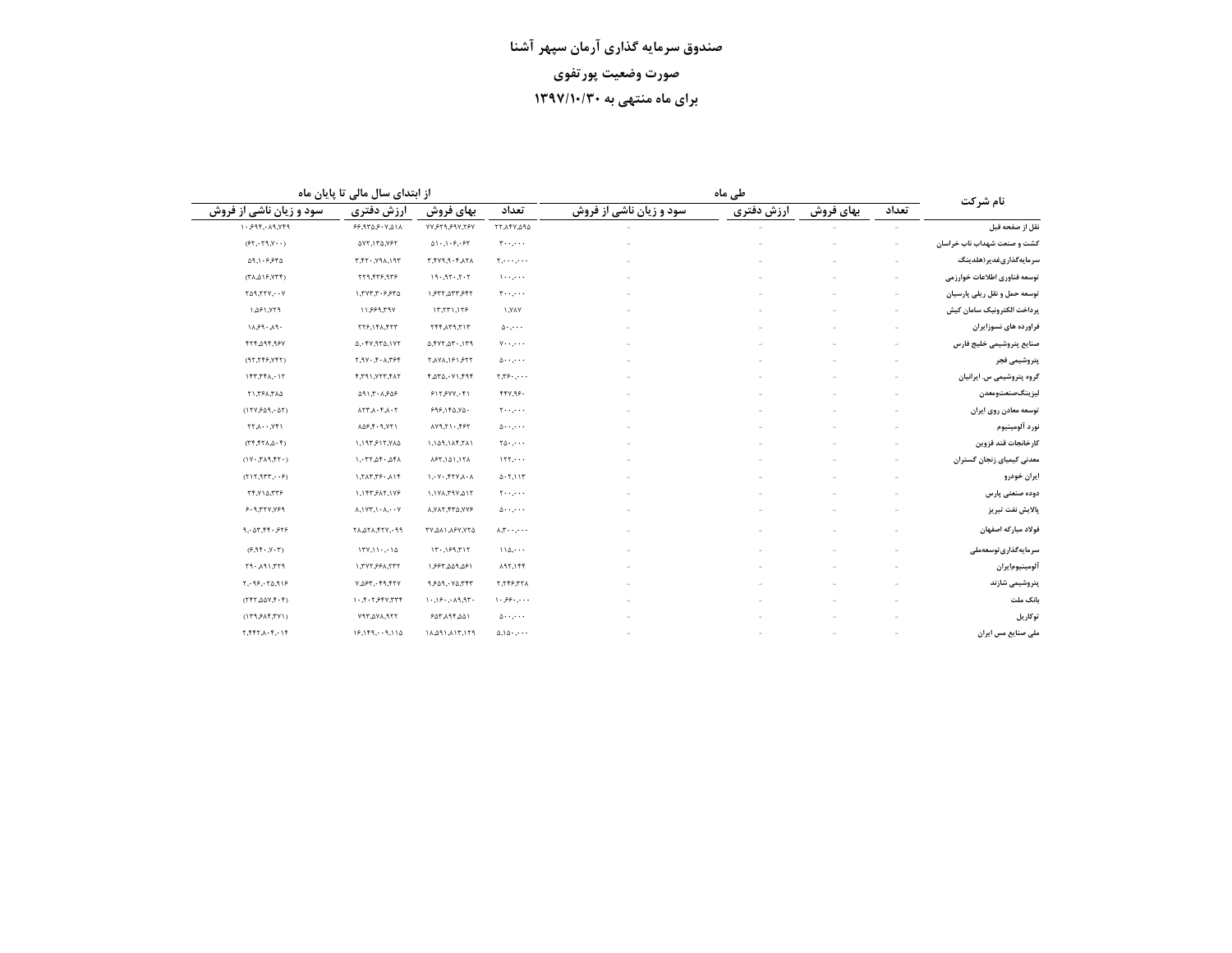# صندوق سرمایه گذاری آرمان سپهر آشنا

## صورت وضعیت پورتفوی

## برای ماه منتهی به ۱۳۹۷/۱۰/۳۰

| نام شرکت | طی ماه | | | | از ابتدای سال مالی تا پایان ماه | | | |
|---|---|---|---|---|---|---|---|---|
| | تعداد | بهای فروش | ارزش دفتری | سود و زیان ناشی از فروش | تعداد | بهای فروش | ارزش دفتری | سود و زیان ناشی از فروش |
| نقل از صفحه قبل | - | - | - | - | ۲۲,۸۴۷,۵۹۵ | ۷۷,۶۲۹,۶۹۷,۲۶۷ | ۶۶,۹۳۵,۶۰۷,۵۱۸ | ۱۰,۶۹۴,۰۸۹,۷۴۹ |
| کشت و صنعت شهداب ناب خراسان | - | - | - | - | ۳۰۰,۰۰۰ | ۵۱۰,۱۰۶,۰۶۲ | ۵۷۲,۱۳۵,۷۶۲ | (۶۲,۰۲۹,۷۰۰) |
| سرمایه‌گذاری‌غدیر(هلدینگ | - | - | - | - | ۲,۰۰۰,۰۰۰ | ۳,۴۷۹,۹۰۴,۸۲۸ | ۳,۴۲۰,۷۹۸,۱۹۳ | ۵۹,۱۰۶,۶۳۵ |
| توسعه فناوری اطلاعات خوارزمی | - | - | - | - | ۱۰۰,۰۰۰ | ۱۹۰,۹۲۰,۲۰۲ | ۲۲۹,۴۳۶,۹۳۶ | (۳۸,۵۱۶,۷۳۴) |
| توسعه حمل و نقل ریلی پارسیان | - | - | - | - | ۳۰۰,۰۰۰ | ۱,۶۳۲,۵۳۳,۶۴۲ | ۱,۳۷۳,۳۰۶,۶۳۵ | ۲۵۹,۲۲۷,۰۰۷ |
| پرداخت الکترونیک سامان کیش | - | - | - | - | ۱,۷۸۷ | ۱۳,۲۳۱,۱۲۶ | ۱۱,۶۶۹,۳۹۷ | ۱,۵۶۱,۷۲۹ |
| فراورده های نسوزایران | - | - | - | - | ۵۰,۰۰۰ | ۲۴۴,۸۳۹,۳۱۳ | ۲۲۶,۱۴۸,۴۲۳ | ۱۸,۶۹۰,۸۹۰ |
| صنایع پتروشیمی خلیج فارس | - | - | - | - | ۷۰۰,۰۰۰ | ۵,۴۷۲,۵۳۰,۱۳۹ | ۵,۰۴۷,۹۳۵,۱۷۲ | ۴۲۴,۵۹۴,۹۶۷ |
| پتروشیمی فجر | - | - | - | - | ۵۰۰,۰۰۰ | ۲,۸۷۸,۱۶۱,۶۲۲ | ۲,۹۷۰,۴۰۸,۳۶۴ | (۹۲,۲۴۶,۷۴۲) |
| گروه پتروشیمی س. ایرانیان | - | - | - | - | ۲,۳۶۰,۰۰۰ | ۴,۵۳۵,۰۷۱,۴۹۴ | ۴,۳۹۱,۷۲۳,۴۸۲ | ۱۴۳,۳۴۸,۰۱۲ |
| لیزینگ‌صنعت‌ومعدن | - | - | - | - | ۴۴۷,۹۶۰ | ۶۱۲,۶۷۷,۰۴۱ | ۵۹۱,۳۰۸,۶۵۶ | ۲۱,۳۶۸,۳۸۵ |
| توسعه معادن روی ایران | - | - | - | - | ۲۰۰,۰۰۰ | ۶۹۶,۱۴۵,۷۵۰ | ۸۲۳,۸۰۴,۸۰۲ | (۱۲۷,۶۵۹,۰۵۲) |
| نورد آلومینیوم | - | - | - | - | ۵۰۰,۰۰۰ | ۸۷۹,۲۱۰,۴۶۲ | ۸۵۶,۴۰۹,۷۲۱ | ۲۲,۸۰۰,۷۴۱ |
| کارخانجات قند قزوین | - | - | - | - | ۲۵۰,۰۰۰ | ۱,۱۵۹,۱۸۴,۲۸۱ | ۱,۱۹۳,۶۱۲,۷۸۵ | (۳۴,۴۲۸,۵۰۴) |
| معدنی کیمیای زنجان گستران | - | - | - | - | ۱۲۲,۰۰۰ | ۸۶۲,۱۵۱,۱۲۸ | ۱,۰۳۲,۵۴۰,۵۴۸ | (۱۷۰,۳۸۹,۴۲۰) |
| ایران خودرو | - | - | - | - | ۵۰۲,۱۱۳ | ۱,۰۷۰,۴۲۷,۸۰۸ | ۱,۲۸۳,۳۶۰,۸۱۴ | (۲۱۲,۹۳۳,۰۰۶) |
| دوده صنعتی پارس | - | - | - | - | ۲۰۰,۰۰۰ | ۱,۱۷۸,۳۹۷,۵۱۲ | ۱,۱۴۳,۶۸۲,۱۷۶ | ۳۴,۷۱۵,۳۳۶ |
| پالایش نفت تبریز | - | - | - | - | ۵۰۰,۰۰۰ | ۸,۷۸۲,۴۳۵,۷۷۶ | ۸,۱۷۳,۱۰۸,۰۰۷ | ۶۰۹,۳۲۷,۷۶۹ |
| فولاد مبارکه اصفهان | - | - | - | - | ۸,۳۰۰,۰۰۰ | ۳۷,۵۸۱,۸۶۷,۷۲۵ | ۲۸,۵۲۸,۴۲۷,۰۹۹ | ۹,۰۵۳,۴۴۰,۶۲۶ |
| سرمایه‌گذاری‌توسعه‌ملی | - | - | - | - | ۱۱۵,۰۰۰ | ۱۳۰,۱۶۹,۳۱۲ | ۱۳۷,۱۱۰,۰۱۵ | (۶,۹۴۰,۷۰۳) |
| آلومینیوم‌ایران | - | - | - | - | ۸۹۲,۱۴۴ | ۱,۶۶۳,۵۵۹,۵۶۱ | ۱,۳۷۲,۶۶۸,۲۳۲ | ۲۹۰,۸۹۱,۳۲۹ |
| پتروشیمی شازند | - | - | - | - | ۲,۲۴۶,۳۲۸ | ۹,۶۵۹,۰۷۵,۳۴۳ | ۷,۵۶۳,۰۴۹,۴۲۷ | ۲,۰۹۶,۰۲۵,۹۱۶ |
| بانک ملت | - | - | - | - | ۱۰,۶۶۰,۰۰۰ | ۱۰,۱۶۰,۰۸۹,۹۳۰ | ۱۰,۴۰۲,۶۴۷,۳۳۴ | (۲۴۲,۵۵۷,۴۰۴) |
| توکاریل | - | - | - | - | ۵۰۰,۰۰۰ | ۶۵۳,۸۹۴,۵۵۱ | ۷۹۳,۵۷۸,۹۲۲ | (۱۳۹,۶۸۴,۳۷۱) |
| ملی صنایع مس ایران | - | - | - | - | ۵,۱۵۰,۰۰۰ | ۱۸,۵۹۱,۸۱۳,۱۲۹ | ۱۶,۱۴۹,۰۰۹,۱۱۵ | ۲,۴۴۲,۸۰۴,۰۱۴ |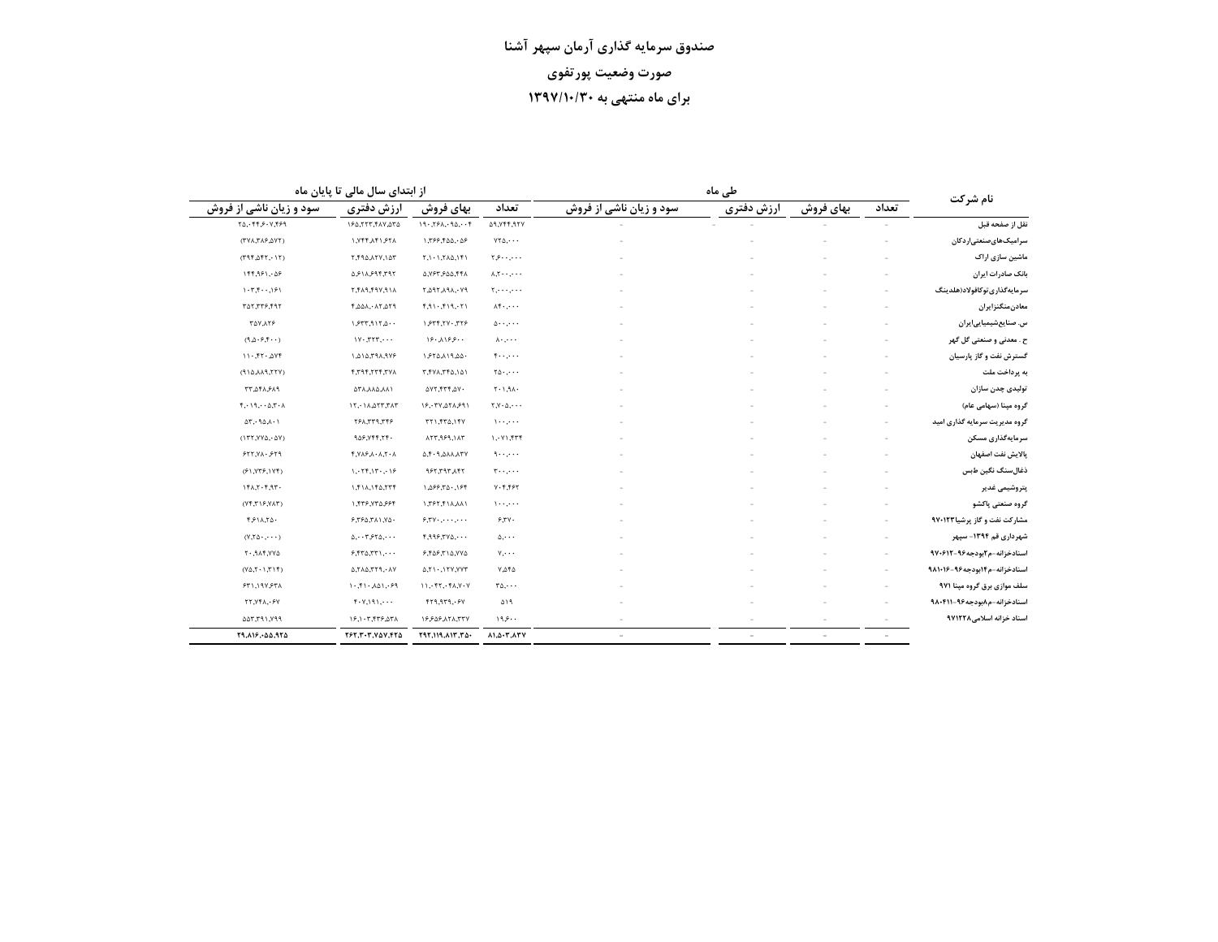# صندوق سرمایه گذاری آرمان سپهر آشنا

## صورت وضعیت پورتفوی

## برای ماه منتهی به ۱۳۹۷/۱۰/۳۰

| نام شرکت | طی ماه | | | | از ابتدای سال مالی تا پایان ماه | | | |
|---|---|---|---|---|---|---|---|---|
| | تعداد | بهای فروش | ارزش دفتری | سود و زیان ناشی از فروش | تعداد | بهای فروش | ارزش دفتری | سود و زیان ناشی از فروش |
| نقل از صفحه قبل | - | - | - | - | ۵۹,۷۴۴,۹۲۷ | ۱۹۰,۲۶۸,۰۹۵,۰۰۴ | ۱۶۵,۲۲۳,۴۸۷,۵۳۵ | ۲۵,۰۴۴,۶۰۷,۴۶۹ |
| سرامیک‌های‌صنعتی‌اردکان | - | - | - | - | ۷۲۵,۰۰۰ | ۱,۳۶۶,۴۵۵,۰۵۶ | ۱,۷۴۴,۸۴۱,۶۲۸ | (۳۷۸,۳۸۶,۵۷۲) |
| ماشین سازی اراک | - | - | - | - | ۲,۶۰۰,۰۰۰ | ۲,۱۰۱,۲۸۵,۱۴۱ | ۲,۴۹۵,۸۲۷,۱۵۳ | (۳۹۴,۵۴۲,۰۱۲) |
| بانک صادرات ایران | - | - | - | - | ۸,۲۰۰,۰۰۰ | ۵,۷۶۳,۶۵۵,۴۴۸ | ۵,۶۱۸,۶۹۴,۳۹۲ | ۱۴۴,۹۶۱,۰۵۶ |
| سرمایه‌گذاری‌توکافولاد(هلدینگ | - | - | - | - | ۲,۰۰۰,۰۰۰ | ۲,۵۹۲,۸۹۸,۰۷۹ | ۲,۴۸۹,۴۹۷,۹۱۸ | ۱۰۳,۴۰۰,۱۶۱ |
| معادن‌منگنزایران | - | - | - | - | ۸۴۰,۰۰۰ | ۴,۹۱۰,۴۱۹,۰۲۱ | ۴,۵۵۸,۰۸۲,۵۲۹ | ۳۵۲,۳۳۶,۴۹۲ |
| س. صنایع‌شیمیایی‌ایران | - | - | - | - | ۵۰۰,۰۰۰ | ۱,۶۳۴,۲۷۰,۳۲۶ | ۱,۶۳۳,۹۱۲,۵۰۰ | ۳۵۷,۸۲۶ |
| ح . معدنی و صنعتی گل گهر | - | - | - | - | ۸۰,۰۰۰ | ۱۶۰,۸۱۶,۶۰۰ | ۱۷۰,۳۲۳,۰۰۰ | (۹,۵۰۶,۴۰۰) |
| گسترش نفت و گاز پارسیان | - | - | - | - | ۴۰۰,۰۰۰ | ۱,۶۲۵,۸۱۹,۵۵۰ | ۱,۵۱۵,۳۹۸,۹۷۶ | ۱۱۰,۴۲۰,۵۷۴ |
| به پرداخت ملت | - | - | - | - | ۲۵۰,۰۰۰ | ۳,۴۷۸,۳۴۵,۱۵۱ | ۴,۳۹۴,۲۳۴,۳۷۸ | (۹۱۵,۸۸۹,۲۲۷) |
| تولیدی چدن سازان | - | - | - | - | ۲۰۱,۹۸۰ | ۵۷۲,۴۳۴,۵۷۰ | ۵۳۸,۸۸۵,۸۸۱ | ۳۳,۵۴۸,۶۸۹ |
| گروه مپنا (سهامی عام) | - | - | - | - | ۲,۷۰۵,۰۰۰ | ۱۶,۰۳۷,۵۲۸,۶۹۱ | ۱۲,۰۱۸,۵۲۳,۳۸۳ | ۴,۰۱۹,۰۰۵,۳۰۸ |
| گروه مدیریت سرمایه گذاری امید | - | - | - | - | ۱۰۰,۰۰۰ | ۳۲۱,۴۳۵,۱۴۷ | ۲۶۸,۳۳۹,۳۴۶ | ۵۳,۰۹۵,۸۰۱ |
| سرمایه‌گذاری مسکن | - | - | - | - | ۱,۰۷۱,۴۳۴ | ۸۲۳,۹۶۹,۱۸۳ | ۹۵۶,۷۴۴,۲۴۰ | (۱۳۲,۷۷۵,۰۵۷) |
| پالایش نفت اصفهان | - | - | - | - | ۹۰۰,۰۰۰ | ۵,۴۰۹,۵۸۸,۸۳۷ | ۴,۷۸۶,۸۰۸,۲۰۸ | ۶۲۲,۷۸۰,۶۲۹ |
| ذغال‌سنگ نگین طبس | - | - | - | - | ۳۰۰,۰۰۰ | ۹۶۲,۳۹۳,۸۴۲ | ۱,۰۲۴,۱۳۰,۰۱۶ | (۶۱,۷۳۶,۱۷۴) |
| پتروشیمی غدیر | - | - | - | - | ۷۰۴,۴۶۲ | ۱,۵۶۶,۳۵۰,۱۶۴ | ۱,۴۱۸,۱۴۵,۲۳۴ | ۱۴۸,۲۰۴,۹۳۰ |
| گروه صنعتی پاکشو | - | - | - | - | ۱۰۰,۰۰۰ | ۱,۳۶۲,۴۱۸,۸۸۱ | ۱,۴۳۶,۷۳۵,۶۶۴ | (۷۴,۳۱۶,۷۸۳) |
| مشارکت نفت و گاز پرشیا۹۷۰۱۲۳ | - | - | - | - | ۶,۳۷۰ | ۶,۳۷۰,۰۰۰,۰۰۰ | ۶,۳۶۵,۳۸۱,۷۵۰ | ۴,۶۱۸,۲۵۰ |
| شهرداری قم ۱۳۹۴- سپهر | - | - | - | - | ۵,۰۰۰ | ۴,۹۹۶,۳۷۵,۰۰۰ | ۵,۰۰۳,۶۲۵,۰۰۰ | (۷,۲۵۰,۰۰۰) |
| اسنادخزانه-م۲بودجه۹۶-۹۷۰۶۱۲ | - | - | - | - | ۷,۰۰۰ | ۶,۴۵۶,۳۱۵,۷۷۵ | ۶,۴۳۵,۳۳۱,۰۰۰ | ۲۰,۹۸۴,۷۷۵ |
| اسنادخزانه-م۱۴بودجه۹۶-۹۸۱۰۱۶ | - | - | - | - | ۷,۵۴۵ | ۵,۲۱۰,۱۲۷,۷۷۳ | ۵,۲۸۵,۳۲۹,۰۸۷ | (۷۵,۲۰۱,۳۱۴) |
| سلف موازی برق گروه مپنا ۹۷۱ | - | - | - | - | ۳۵,۰۰۰ | ۱۱,۰۴۲,۰۴۸,۷۰۷ | ۱۰,۴۱۰,۸۵۱,۰۶۹ | ۶۳۱,۱۹۷,۶۳۸ |
| اسنادخزانه-م۸بودجه۹۶-۹۸۰۴۱۱ | - | - | - | - | ۵۱۹ | ۴۲۹,۹۳۹,۰۶۷ | ۴۰۷,۱۹۱,۰۰۰ | ۲۲,۷۴۸,۰۶۷ |
| اسناد خزانه اسلامی۹۷۱۲۲۸ | - | - | - | - | ۱۹,۶۰۰ | ۱۶,۶۵۶,۸۲۸,۳۳۷ | ۱۶,۱۰۳,۴۳۶,۵۳۸ | ۵۵۳,۳۹۱,۷۹۹ |
| | - | - | - | - | ۸۱,۵۰۳,۸۳۷ | ۲۹۲,۱۱۹,۸۱۳,۳۵۰ | ۲۶۲,۳۰۳,۷۵۷,۴۲۵ | ۲۹,۸۱۶,۰۵۵,۹۲۵ |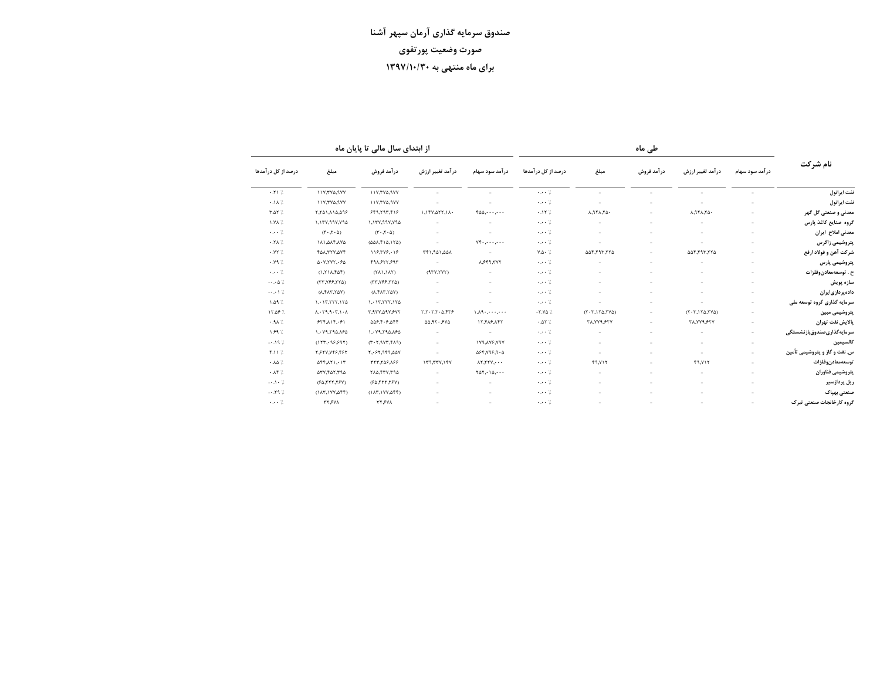**صندوق سرمایه گذاری آرمان سپهر آشنا**

**صورت وضعیت پورتفوی**

**برای ماه منتهی به ۱۳۹۷/۱۰/۳۰**

| نام شرکت | طی ماه | | | | | از ابتدای سال مالی تا پایان ماه | | | | |
|---|---|---|---|---|---|---|---|---|---|---|
| | درآمد سود سهام | درآمد تغییر ارزش | درآمد فروش | مبلغ | درصد از کل درآمدها | درآمد سود سهام | درآمد تغییر ارزش | درآمد فروش | مبلغ | درصد از کل درآمدها |
| نفت ایرانول | - | - | - | - | ۰.۰۰ ٪ | - | - | ۱۱۷,۳۷۵,۹۷۷ | ۱۱۷,۳۷۵,۹۷۷ | ۰.۲۱ ٪ |
| نفت ایرانول | - | - | - | - | ۰.۰۰ ٪ | - | - | ۱۱۷,۳۷۵,۹۷۷ | ۱۱۷,۳۷۵,۹۷۷ | ۰.۱۸ ٪ |
| معدنی و صنعتی گل گهر | - | ۸,۹۴۸,۲۵۰ | - | ۸,۹۴۸,۲۵۰ | ۰.۱۲ ٪ | ۴۵۵,۰۰۰,۰۰۰ | ۱,۱۴۷,۵۲۲,۱۸۰ | ۶۴۹,۲۹۳,۴۱۶ | ۲,۲۵۱,۸۱۵,۵۹۶ | ۳.۵۲ ٪ |
| گروه صنایع کاغذ پارس | - | - | - | - | ۰.۰۰ ٪ | - | - | ۱,۱۳۷,۹۹۷,۷۹۵ | ۱,۱۳۷,۹۹۷,۷۹۵ | ۱.۷۸ ٪ |
| معدنی املاح ایران | - | - | - | - | ۰.۰۰ ٪ | - | - | (۳۰,۲۰۵) | (۳۰,۲۰۵) | ۰.۰۰ ٪ |
| پتروشیمی زاگرس | - | - | - | - | ۰.۰۰ ٪ | ۷۴۰,۰۰۰,۰۰۰ | - | (۵۵۸,۴۱۵,۱۲۵) | ۱۸۱,۵۸۴,۸۷۵ | ۰.۲۸ ٪ |
| شرکت آهن و فولاد ارفع | - | ۵۵۴,۴۹۳,۲۲۵ | - | ۵۵۴,۴۹۳,۲۲۵ | ۷.۵۰ ٪ | - | ۳۴۱,۹۵۱,۵۵۸ | ۱۱۶,۳۷۶,۰۱۶ | ۴۵۸,۳۲۷,۵۷۴ | ۰.۷۲ ٪ |
| پتروشیمی پارس | - | - | - | - | ۰.۰۰ ٪ | ۸,۶۴۹,۳۷۲ | - | ۴۹۸,۶۲۲,۶۹۳ | ۵۰۷,۲۷۲,۰۶۵ | ۰.۷۹ ٪ |
| ح . توسعه‌معادن‌وفلزات | - | - | - | - | ۰.۰۰ ٪ | - | (۹۳۷,۲۷۲) | (۲۸۱,۱۸۲) | (۱,۲۱۸,۴۵۴) | ۰.۰۰ ٪ |
| سازه پویش | - | - | - | - | ۰.۰۰ ٪ | - | - | (۳۳,۷۶۶,۲۲۵) | (۳۳,۷۶۶,۲۲۵) | -۰.۰۵ ٪ |
| داده‌پردازی‌ایران | - | - | - | - | ۰.۰۰ ٪ | - | - | (۸,۴۸۳,۲۵۷) | (۸,۴۸۳,۲۵۷) | -۰.۰۱ ٪ |
| سرمایه گذاری گروه توسعه ملی | - | - | - | - | ۰.۰۰ ٪ | - | - | ۱,۰۱۳,۲۲۲,۱۲۵ | ۱,۰۱۳,۲۲۲,۱۲۵ | ۱.۵۹ ٪ |
| پتروشیمی مبین | - | (۲۰۳,۱۲۵,۲۷۵) | - | (۲۰۳,۱۲۵,۲۷۵) | -۲.۷۵ ٪ | ۱,۸۹۰,۰۰۰,۰۰۰ | ۲,۲۰۲,۳۰۵,۴۳۶ | ۳,۹۳۷,۵۹۷,۶۷۲ | ۸,۰۲۹,۹۰۳,۱۰۸ | ۱۲.۵۶ ٪ |
| پالایش نفت تهران | - | ۳۸,۷۷۹,۶۲۷ | - | ۳۸,۷۷۹,۶۲۷ | ۰.۵۲ ٪ | ۱۲,۴۸۶,۸۴۲ | ۵۵,۹۲۰,۶۷۵ | ۵۵۶,۴۰۶,۵۴۴ | ۶۲۴,۸۱۴,۰۶۱ | ۰.۹۸ ٪ |
| سرمایه‌گذاری‌صندوق‌بازنشستگی | - | - | - | - | ۰.۰۰ ٪ | - | - | ۱,۰۷۹,۲۹۵,۸۶۵ | ۱,۰۷۹,۲۹۵,۸۶۵ | ۱.۶۹ ٪ |
| کالسیمین | - | - | - | - | ۰.۰۰ ٪ | ۱۷۹,۸۷۶,۷۹۷ | - | (۳۰۲,۹۷۳,۴۸۹) | (۱۲۳,۰۹۶,۶۹۲) | -۰.۱۹ ٪ |
| س. نفت و گاز و پتروشیمی تأمین | - | - | - | - | ۰.۰۰ ٪ | ۵۶۴,۷۹۶,۹۰۵ | - | ۲,۰۶۲,۹۴۹,۵۵۷ | ۲,۶۲۷,۷۴۶,۴۶۲ | ۴.۱۱ ٪ |
| توسعه‌معادن‌وفلزات | - | ۴۹,۷۱۲ | - | ۴۹,۷۱۲ | ۰.۰۰ ٪ | ۸۲,۲۲۷,۰۰۰ | ۱۳۹,۳۳۷,۱۴۷ | ۳۲۳,۲۵۶,۸۶۶ | ۵۴۴,۸۲۱,۰۱۳ | ۰.۸۵ ٪ |
| پتروشیمی فناوران | - | - | - | - | ۰.۰۰ ٪ | ۲۵۲,۰۱۵,۰۰۰ | - | ۲۸۵,۴۳۷,۳۹۵ | ۵۳۷,۴۵۲,۳۹۵ | ۰.۸۴ ٪ |
| ریل پردازسیر | - | - | - | - | ۰.۰۰ ٪ | - | - | (۶۵,۴۲۲,۲۶۷) | (۶۵,۴۲۲,۲۶۷) | -۰.۱۰ ٪ |
| صنعتی بهپاک | - | - | - | - | ۰.۰۰ ٪ | - | - | (۱۸۳,۱۷۷,۵۴۴) | (۱۸۳,۱۷۷,۵۴۴) | -۰.۲۹ ٪ |
| گروه کارخانجات صنعتی تبرک | - | - | - | - | ۰.۰۰ ٪ | - | - | ۳۲,۶۷۸ | ۳۲,۶۷۸ | ۰.۰۰ ٪ |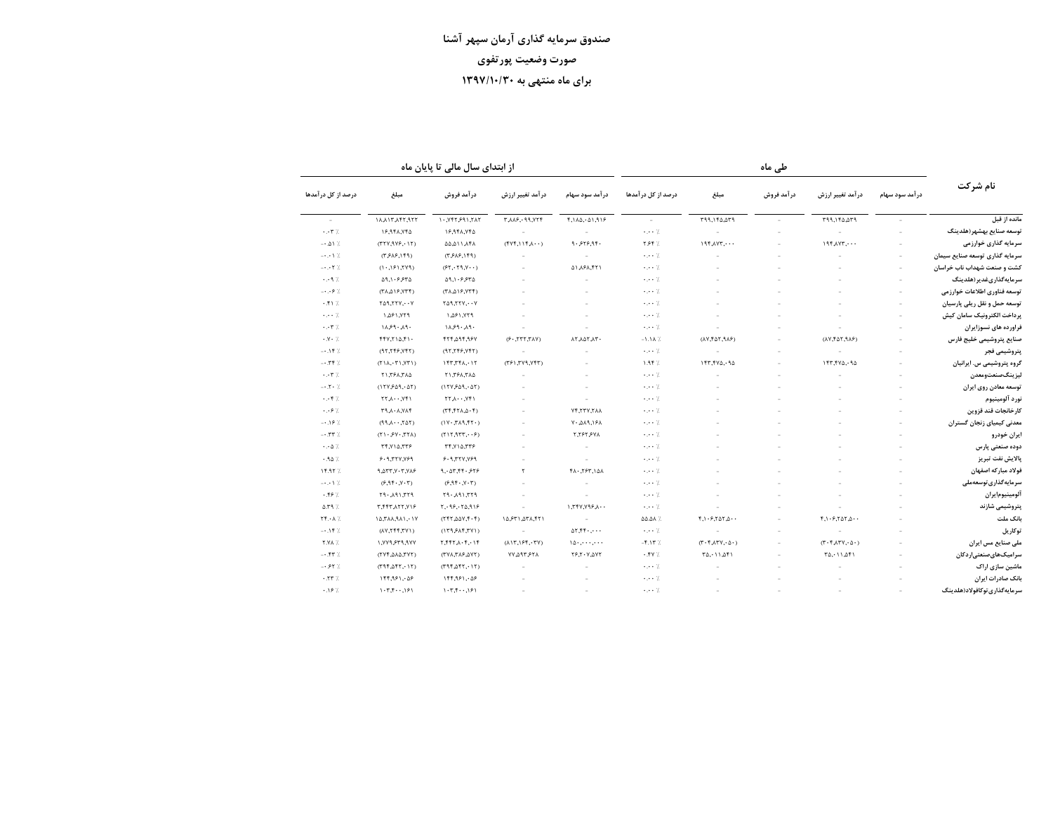# صندوق سرمایه گذاری آرمان سپهر آشنا

## صورت وضعیت پورتفوی

## برای ماه منتهی به ۱۳۹۷/۱۰/۳۰

| نام شرکت | طی ماه | | | | | از ابتدای سال مالی تا پایان ماه | | | | |
|---|---|---|---|---|---|---|---|---|---|---|
| | درآمد سود سهام | درآمد تغییر ارزش | درآمد فروش | مبلغ | درصد از کل درآمدها | درآمد سود سهام | درآمد تغییر ارزش | درآمد فروش | مبلغ | درصد از کل درآمدها |
| مانده از قبل | - | ۳۹۹,۱۴۵,۵۳۹ | - | ۳۹۹,۱۴۵,۵۳۹ | - | ۴,۱۸۵,۰۵۱,۹۱۶ | ۳,۸۸۶,۰۹۹,۷۲۴ | ۱۰,۷۴۲,۶۹۱,۲۸۲ | ۱۸,۸۱۳,۸۴۲,۹۲۲ | - |
| توسعه صنایع بهشهر(هلدینگ | - | - | - | - | ۰.۰۰ ٪ | - | - | ۱۶,۹۴۸,۷۴۵ | ۱۶,۹۴۸,۷۴۵ | ۰.۰۳ ٪ |
| سرمایه گذاری خوارزمی | - | ۱۹۴,۸۷۳,۰۰۰ | - | ۱۹۴,۸۷۳,۰۰۰ | ۲.۶۴ ٪ | ۹۰,۶۲۶,۹۴۰ | (۴۷۴,۱۱۴,۸۰۰) | ۵۵,۵۱۱,۸۴۸ | (۳۲۷,۹۷۶,۰۱۲) | -۰.۵۱ ٪ |
| سرمایه گذاری توسعه صنایع سیمان | - | - | - | - | ۰.۰۰ ٪ | - | - | (۳,۶۸۶,۱۴۹) | (۳,۶۸۶,۱۴۹) | -۰.۰۱ ٪ |
| کشت و صنعت شهداب ناب خراسان | - | - | - | - | ۰.۰۰ ٪ | ۵۱,۸۶۸,۴۲۱ | - | (۶۲,۰۲۹,۷۰۰) | (۱۰,۱۶۱,۲۷۹) | -۰.۰۲ ٪ |
| سرمایه‌گذاری‌غدیر(هلدینگ | - | - | - | - | ۰.۰۰ ٪ | - | - | ۵۹,۱۰۶,۶۳۵ | ۵۹,۱۰۶,۶۳۵ | ۰.۰۹ ٪ |
| توسعه فناوری اطلاعات خوارزمی | - | - | - | - | ۰.۰۰ ٪ | - | - | (۳۸,۵۱۶,۷۳۴) | (۳۸,۵۱۶,۷۳۴) | -۰.۰۶ ٪ |
| توسعه حمل و نقل ریلی پارسیان | - | - | - | - | ۰.۰۰ ٪ | - | - | ۲۵۹,۲۲۷,۰۰۷ | ۲۵۹,۲۲۷,۰۰۷ | ۰.۴۱ ٪ |
| پرداخت الکترونیک سامان کیش | - | - | - | - | ۰.۰۰ ٪ | - | - | ۱,۵۶۱,۷۲۹ | ۱,۵۶۱,۷۲۹ | ۰.۰۰ ٪ |
| فراورده های نسوزایران | - | - | - | - | ۰.۰۰ ٪ | - | - | ۱۸,۶۹۰,۸۹۰ | ۱۸,۶۹۰,۸۹۰ | ۰.۰۳ ٪ |
| صنایع پتروشیمی خلیج فارس | - | (۸۷,۴۵۲,۹۸۶) | - | (۸۷,۴۵۲,۹۸۶) | -۱.۱۸ ٪ | ۸۲,۸۵۲,۸۳۰ | (۶۰,۲۳۲,۳۸۷) | ۴۲۴,۵۹۴,۹۶۷ | ۴۴۷,۲۱۵,۴۱۰ | ۰.۷۰ ٪ |
| پتروشیمی فجر | - | - | - | - | ۰.۰۰ ٪ | - | - | (۹۲,۲۴۶,۷۴۲) | (۹۲,۲۴۶,۷۴۲) | -۰.۱۴ ٪ |
| گروه پتروشیمی س. ایرانیان | - | ۱۴۳,۴۷۵,۰۹۵ | - | ۱۴۳,۴۷۵,۰۹۵ | ۱.۹۴ ٪ | - | (۳۶۱,۳۷۹,۷۴۳) | ۱۴۳,۳۴۸,۰۱۲ | (۲۱۸,۰۳۱,۷۳۱) | -۰.۳۴ ٪ |
| لیزینگ‌صنعت‌ومعدن | - | - | - | - | ۰.۰۰ ٪ | - | - | ۲۱,۳۶۸,۳۸۵ | ۲۱,۳۶۸,۳۸۵ | ۰.۰۳ ٪ |
| توسعه معادن روی ایران | - | - | - | - | ۰.۰۰ ٪ | - | - | (۱۲۷,۶۵۹,۰۵۲) | (۱۲۷,۶۵۹,۰۵۲) | -۰.۲۰ ٪ |
| نورد آلومینیوم | - | - | - | - | ۰.۰۰ ٪ | - | - | ۲۲,۸۰۰,۷۴۱ | ۲۲,۸۰۰,۷۴۱ | ۰.۰۴ ٪ |
| کارخانجات قند قزوین | - | - | - | - | ۰.۰۰ ٪ | ۷۴,۲۲۷,۲۸۸ | - | (۳۴,۴۲۸,۵۰۴) | ۳۹,۸۰۸,۷۸۴ | ۰.۰۶ ٪ |
| معدنی کیمیای زنجان گستران | - | - | - | - | ۰.۰۰ ٪ | ۷۰,۵۸۹,۱۶۸ | - | (۱۷۰,۳۸۹,۴۲۰) | (۹۹,۸۰۰,۲۵۲) | -۰.۱۶ ٪ |
| ایران خودرو | - | - | - | - | ۰.۰۰ ٪ | ۲,۲۶۲,۶۷۸ | - | (۲۱۲,۹۳۳,۰۰۶) | (۲۱۰,۶۷۰,۳۲۸) | -۰.۳۳ ٪ |
| دوده صنعتی پارس | - | - | - | - | ۰.۰۰ ٪ | - | - | ۳۴,۷۱۵,۳۳۶ | ۳۴,۷۱۵,۳۳۶ | ۰.۰۵ ٪ |
| پالایش نفت تبریز | - | - | - | - | ۰.۰۰ ٪ | - | - | ۶۰۹,۳۲۷,۷۶۹ | ۶۰۹,۳۲۷,۷۶۹ | ۰.۹۵ ٪ |
| فولاد مبارکه اصفهان | - | - | - | - | ۰.۰۰ ٪ | ۴۸۰,۲۶۳,۱۵۸ | ۲ | ۹,۰۵۳,۴۴۰,۶۲۶ | ۹,۵۳۳,۷۰۳,۷۸۶ | ۱۴.۹۲ ٪ |
| سرمایه‌گذاری‌توسعه‌ملی | - | - | - | - | ۰.۰۰ ٪ | - | - | (۶,۹۴۰,۷۰۳) | (۶,۹۴۰,۷۰۳) | -۰.۰۱ ٪ |
| آلومینیوم‌ایران | - | - | - | - | ۰.۰۰ ٪ | - | - | ۲۹۰,۸۹۱,۳۲۹ | ۲۹۰,۸۹۱,۳۲۹ | ۰.۴۶ ٪ |
| پتروشیمی شازند | - | - | - | - | ۰.۰۰ ٪ | ۱,۳۴۷,۷۹۶,۸۰۰ | - | ۲,۰۹۶,۰۲۵,۹۱۶ | ۳,۴۴۳,۸۲۲,۷۱۶ | ۵.۳۹ ٪ |
| بانک ملت | - | ۴,۱۰۶,۲۵۲,۵۰۰ | - | ۴,۱۰۶,۲۵۲,۵۰۰ | ۵۵.۵۸ ٪ | - | ۱۵,۶۳۱,۵۳۸,۴۲۱ | (۲۴۲,۵۵۷,۴۰۴) | ۱۵,۳۸۸,۹۸۱,۰۱۷ | ۲۴.۰۸ ٪ |
| توکاریل | - | - | - | - | ۰.۰۰ ٪ | ۵۲,۴۴۰,۰۰۰ | - | (۱۳۹,۶۸۴,۳۷۱) | (۸۷,۲۴۴,۳۷۱) | -۰.۱۴ ٪ |
| ملی صنایع مس ایران | - | (۳۰۴,۸۳۷,۰۵۰) | - | (۳۰۴,۸۳۷,۰۵۰) | -۴.۱۳ ٪ | ۱۵۰,۰۰۰,۰۰۰ | (۸۱۳,۱۶۴,۰۳۷) | ۲,۴۴۳,۸۰۴,۰۱۴ | ۱,۷۷۹,۶۳۹,۹۷۷ | ۲.۷۸ ٪ |
| سرامیک‌های‌صنعتی‌اردکان | - | ۳۵,۰۱۱,۵۴۱ | - | ۳۵,۰۱۱,۵۴۱ | ۰.۴۷ ٪ | ۲۶,۲۰۷,۵۷۲ | ۷۷,۵۹۳,۶۲۸ | (۳۷۸,۳۸۶,۵۷۲) | (۲۷۴,۵۸۵,۳۷۲) | -۰.۴۳ ٪ |
| ماشین سازی اراک | - | - | - | - | ۰.۰۰ ٪ | - | - | (۳۹۴,۵۴۲,۰۱۲) | (۳۹۴,۵۴۲,۰۱۲) | -۰.۶۲ ٪ |
| بانک صادرات ایران | - | - | - | - | ۰.۰۰ ٪ | - | - | ۱۴۴,۹۶۱,۰۵۶ | ۱۴۴,۹۶۱,۰۵۶ | ۰.۲۳ ٪ |
| سرمایه‌گذاری‌توکافولاد(هلدینگ | - | - | - | - | ۰.۰۰ ٪ | - | - | ۱۰۳,۴۰۰,۱۶۱ | ۱۰۳,۴۰۰,۱۶۱ | ۰.۱۶ ٪ |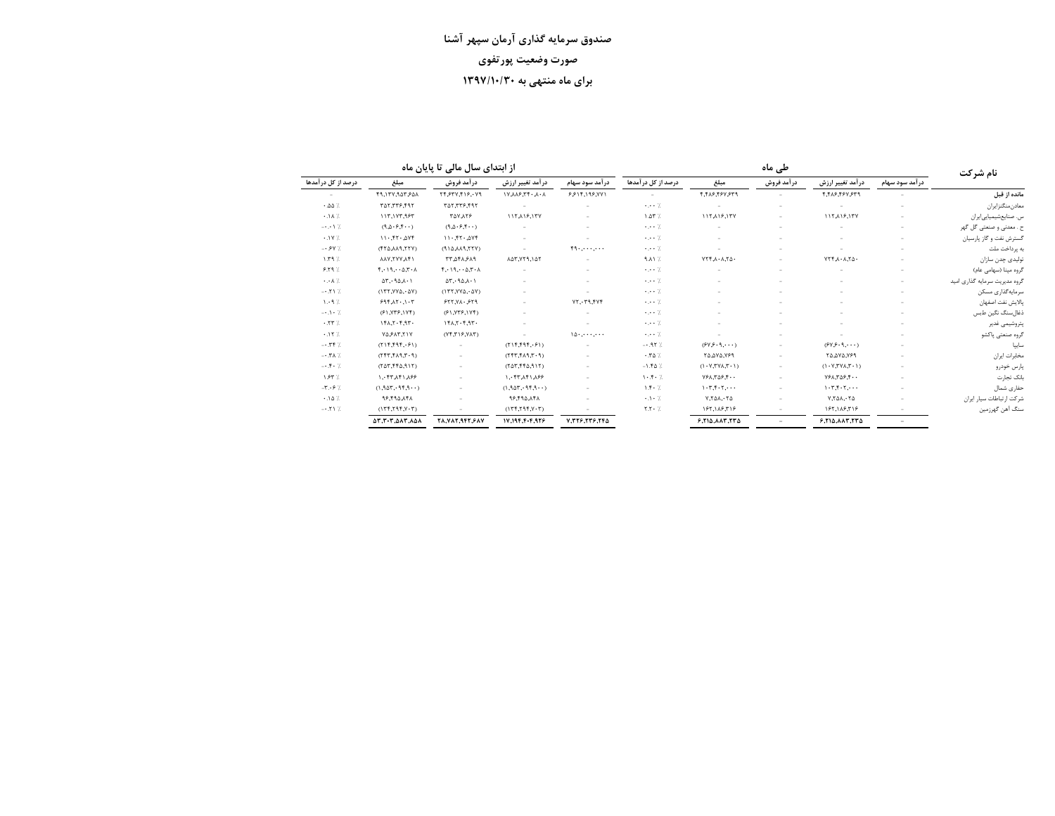# صندوق سرمایه گذاری آرمان سپهر آشنا

## صورت وضعیت پورتفوی

## برای ماه منتهی به ۱۳۹۷/۱۰/۳۰

| نام شرکت | طی ماه | | | | | از ابتدای سال مالی تا پایان ماه | | | | |
|---|---|---|---|---|---|---|---|---|---|---|
| | درآمد سود سهام | درآمد تغییر ارزش | درآمد فروش | مبلغ | درصد از کل درآمدها | درآمد سود سهام | درآمد تغییر ارزش | درآمد فروش | مبلغ | درصد از کل درآمدها |
| **مانده از قبل** | - | ۴,۴۸۶,۴۶۷,۶۳۹ | - | ۴,۴۸۶,۴۶۷,۶۳۹ | - | ۶۶۱۴,۱۹۶,۷۷۱ | ۱۷,۸۸۶,۳۴۰,۸۰۸ | ۲۴,۶۳۷,۴۱۶,۰۷۹ | ۴۹,۱۳۷,۹۵۳,۶۵۸ | - |
| معادن‌منگنزایران | - | - | - | - | ۰.۰۰ ٪ | - | - | ۳۵۲,۳۳۶,۴۹۲ | ۳۵۲,۳۳۶,۴۹۲ | ۰.۵۵ ٪ |
| س. صنایع‌شیمیایی‌ایران | - | ۱۱۲,۸۱۶,۱۳۷ | - | ۱۱۲,۸۱۶,۱۳۷ | ۱.۵۳ ٪ | - | ۱۱۲,۸۱۶,۱۳۷ | ۳۵۷,۸۲۶ | ۱۱۳,۱۷۳,۹۶۳ | ۰.۱۸ ٪ |
| ح . معدنی و صنعتی گل گهر | - | - | - | - | ۰.۰۰ ٪ | - | - | (۹,۵۰۶,۴۰۰) | (۹,۵۰۶,۴۰۰) | -۰.۰۱ ٪ |
| گسترش نفت و گاز پارسیان | - | - | - | - | ۰.۰۰ ٪ | - | - | ۱۱۰,۴۲۰,۵۷۴ | ۱۱۰,۴۲۰,۵۷۴ | ۰.۱۷ ٪ |
| به پرداخت ملت | - | - | - | - | ۰.۰۰ ٪ | ۴۹۰,۰۰۰,۰۰۰ | - | (۹۱۵,۸۸۹,۲۲۷) | (۴۲۵,۸۸۹,۲۲۷) | -۰.۶۷ ٪ |
| تولیدی چدن سازان | - | ۷۲۴,۸۰۸,۲۵۰ | - | ۷۲۴,۸۰۸,۲۵۰ | ۹.۸۱ ٪ | - | ۸۵۳,۷۲۹,۱۵۲ | ۳۳,۵۴۸,۶۸۹ | ۸۸۷,۲۷۷,۸۴۱ | ۱.۳۹ ٪ |
| گروه مپنا (سهامی عام) | - | - | - | - | ۰.۰۰ ٪ | - | - | ۴,۰۱۹,۰۰۵,۳۰۸ | ۴,۰۱۹,۰۰۵,۳۰۸ | ۶.۲۹ ٪ |
| گروه مدیریت سرمایه گذاری امید | - | - | - | - | ۰.۰۰ ٪ | - | - | ۵۳,۰۹۵,۸۰۱ | ۵۳,۰۹۵,۸۰۱ | ۰.۰۸ ٪ |
| سرمایه‌گذاری مسکن | - | - | - | - | ۰.۰۰ ٪ | - | - | (۱۳۲,۷۷۵,۰۵۷) | (۱۳۲,۷۷۵,۰۵۷) | -۰.۲۱ ٪ |
| پالایش نفت اصفهان | - | - | - | - | ۰.۰۰ ٪ | ۷۲,۰۳۹,۴۷۴ | - | ۶۲۲,۷۸۰,۶۲۹ | ۶۹۴,۸۲۰,۱۰۳ | ۱.۰۹ ٪ |
| ذغال‌سنگ نگین طبس | - | - | - | - | ۰.۰۰ ٪ | - | - | (۶۱,۷۳۶,۱۷۴) | (۶۱,۷۳۶,۱۷۴) | -۰.۱۰ ٪ |
| پتروشیمی غدیر | - | - | - | - | ۰.۰۰ ٪ | - | - | ۱۴۸,۲۰۴,۹۳۰ | ۱۴۸,۲۰۴,۹۳۰ | ۰.۲۳ ٪ |
| گروه صنعتی پاکشو | - | - | - | - | ۰.۰۰ ٪ | ۱۵۰,۰۰۰,۰۰۰ | - | (۷۴,۳۱۶,۷۸۳) | ۷۵,۶۸۳,۲۱۷ | ۰.۱۲ ٪ |
| سایپا | - | (۶۷,۶۰۹,۰۰۰) | - | (۶۷,۶۰۹,۰۰۰) | -۰.۹۲ ٪ | - | (۲۱۴,۴۹۴,۰۶۱) | - | (۲۱۴,۴۹۴,۰۶۱) | -۰.۳۴ ٪ |
| مخابرات ایران | - | ۲۵,۵۷۵,۷۶۹ | - | ۲۵,۵۷۵,۷۶۹ | ۰.۳۵ ٪ | - | (۲۴۳,۴۸۹,۳۰۹) | - | (۲۴۳,۴۸۹,۳۰۹) | -۰.۳۸ ٪ |
| پارس خودرو | - | (۱۰۷,۳۷۸,۳۰۱) | - | (۱۰۷,۳۷۸,۳۰۱) | -۱.۴۵ ٪ | - | (۲۵۳,۴۴۵,۹۱۲) | - | (۲۵۳,۴۴۵,۹۱۲) | -۰.۴۰ ٪ |
| بانک تجارت | - | ۷۶۸,۳۵۶,۴۰۰ | - | ۷۶۸,۳۵۶,۴۰۰ | ۱۰.۴۰ ٪ | - | ۱,۰۴۳,۸۴۱,۸۶۶ | - | ۱,۰۴۳,۸۴۱,۸۶۶ | ۱.۶۳ ٪ |
| حفاری شمال | - | ۱۰۳,۴۰۲,۰۰۰ | - | ۱۰۳,۴۰۲,۰۰۰ | ۱.۴۰ ٪ | - | (۱,۹۵۳,۰۹۴,۹۰۰) | - | (۱,۹۵۳,۰۹۴,۹۰۰) | -۳.۰۶ ٪ |
| شرکت ارتباطات سیار ایران | - | ۷,۲۵۸,۰۲۵ | - | ۷,۲۵۸,۰۲۵ | ۰.۱۰ ٪ | - | ۹۶,۴۹۵,۸۴۸ | - | ۹۶,۴۹۵,۸۴۸ | ۰.۱۵ ٪ |
| سنگ آهن گهرزمین | - | ۱۶۲,۱۸۶,۳۱۶ | - | ۱۶۲,۱۸۶,۳۱۶ | ۲.۲۰ ٪ | - | (۱۳۴,۲۹۴,۷۰۳) | - | (۱۳۴,۲۹۴,۷۰۳) | -۰.۲۱ ٪ |
| | - | ۶,۲۱۵,۸۸۳,۲۳۵ | - | ۶,۲۱۵,۸۸۳,۲۳۵ | | ۷,۳۲۶,۲۳۶,۲۴۵ | ۱۷,۱۹۴,۴۰۴,۹۲۶ | ۲۸,۷۸۲,۹۴۲,۶۸۷ | ۵۳,۳۰۳,۵۸۳,۸۵۸ | |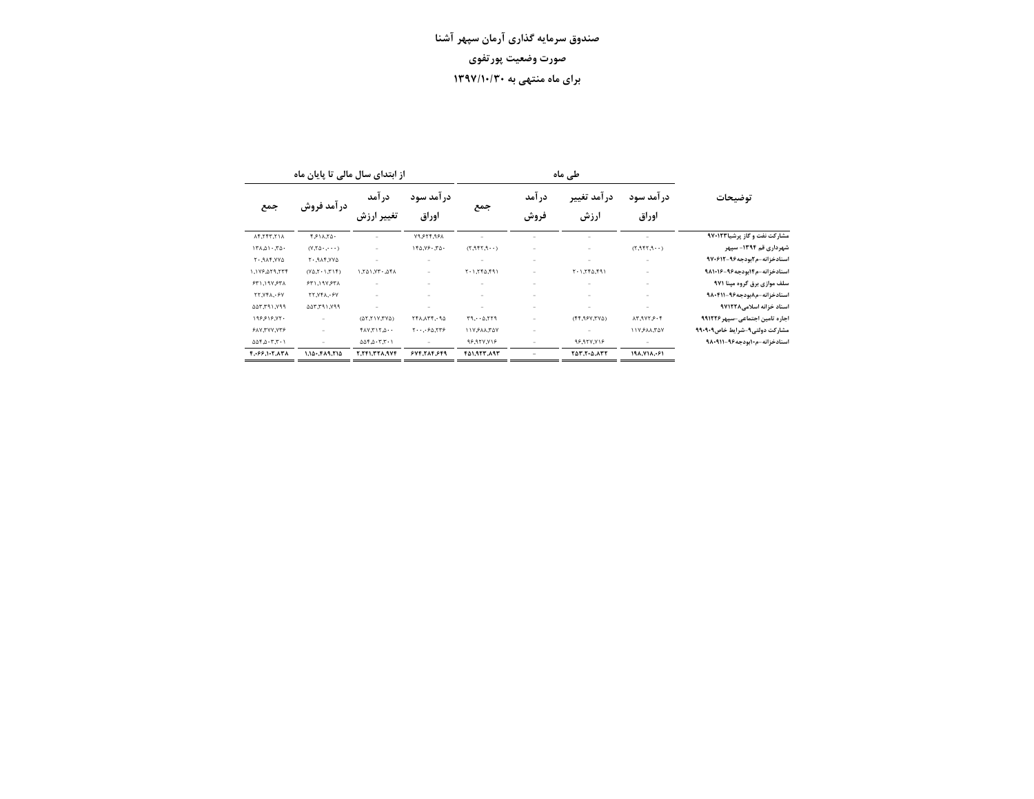# صندوق سرمایه گذاری آرمان سپهر آشنا

## صورت وضعیت پورتفوی

## برای ماه منتهی به ۱۳۹۷/۱۰/۳۰

| توضیحات | طی ماه | | | | از ابتدای سال مالی تا پایان ماه | | | |
|---|---|---|---|---|---|---|---|---|
| | درآمد سود اوراق | درآمد تغییر ارزش | درآمد فروش | جمع | درآمد سود اوراق | درآمد تغییر ارزش | درآمد فروش | جمع |
| مشارکت نفت و گاز پرشیا۹۷۰۱۲۳ | - | - | - | - | ۷۹،۶۲۴،۹۶۸ | - | ۴،۶۱۸،۲۵۰ | ۸۴،۲۴۳،۲۱۸ |
| شهرداری قم ۱۳۹۴- سپهر | (۲،۹۴۲،۹۰۰) | - | - | (۲،۹۴۲،۹۰۰) | ۱۴۵،۷۶۰،۳۵۰ | - | (۷،۲۵۰،۰۰۰) | ۱۳۸،۵۱۰،۳۵۰ |
| اسنادخزانه-م۲بودجه۹۶-۹۷۰۶۱۴ | - | - | - | - | - | - | ۲۰،۹۸۴،۷۷۵ | ۲۰،۹۸۴،۷۷۵ |
| اسنادخزانه-م۱۴بودجه۹۶-۹۸۱۰۱۶ | - | ۲۰۱،۲۴۵،۴۹۱ | - | ۲۰۱،۲۴۵،۴۹۱ | - | ۱،۲۵۱،۷۳۰،۵۴۸ | (۷۵،۲۰۱،۳۱۴) | ۱،۱۷۶،۵۲۹،۲۳۴ |
| سلف موازی برق گروه مپنا ۹۷۱ | - | - | - | - | - | - | ۶۳۱،۱۹۷،۶۳۸ | ۶۳۱،۱۹۷،۶۳۸ |
| اسنادخزانه-م۸بودجه۹۶-۹۸۰۴۱۱ | - | - | - | - | - | - | ۲۲،۷۴۸،۰۶۷ | ۲۲،۷۴۸،۰۶۷ |
| اسناد خزانه اسلامی۹۷۱۲۲۸ | - | - | - | - | - | - | ۵۵۳،۳۹۱،۷۹۹ | ۵۵۳،۳۹۱،۷۹۹ |
| اجاره تامین اجتماعی-سپهر۹۹۱۲۲۶ | ۸۳،۹۷۲،۶۰۴ | (۴۴،۹۶۷،۳۷۵) | - | ۳۹،۰۰۵،۲۲۹ | ۲۴۸،۸۳۴،۰۹۵ | (۵۲،۲۱۷،۳۷۵) | - | ۱۹۶،۶۱۶،۷۲۰ |
| مشارکت دولتی۹-شرایط خاص۹۹۰۹۰۹ | ۱۱۷،۶۸۸،۳۵۷ | - | - | ۱۱۷،۶۸۸،۳۵۷ | ۲۰۰،۰۶۵،۲۳۶ | ۴۸۷،۳۱۲،۵۰۰ | - | ۶۸۷،۳۷۷،۷۳۶ |
| اسنادخزانه-م۱۰بودجه۹۶-۹۸۰۹۱۱ | - | ۹۶،۹۲۷،۷۱۶ | - | ۹۶،۹۲۷،۷۱۶ | - | ۵۵۴،۵۰۳،۳۰۱ | - | ۵۵۴،۵۰۳،۳۰۱ |
| | ۱۹۸،۷۱۸،۰۶۱ | ۲۵۳،۲۰۵،۸۳۲ | - | ۴۵۱،۹۲۳،۸۹۳ | ۶۷۴،۲۸۴،۶۴۹ | ۲،۲۴۱،۳۲۸،۹۷۴ | ۱،۱۵۰،۴۸۹،۲۱۵ | ۴،۰۶۶،۱۰۲،۸۳۸ |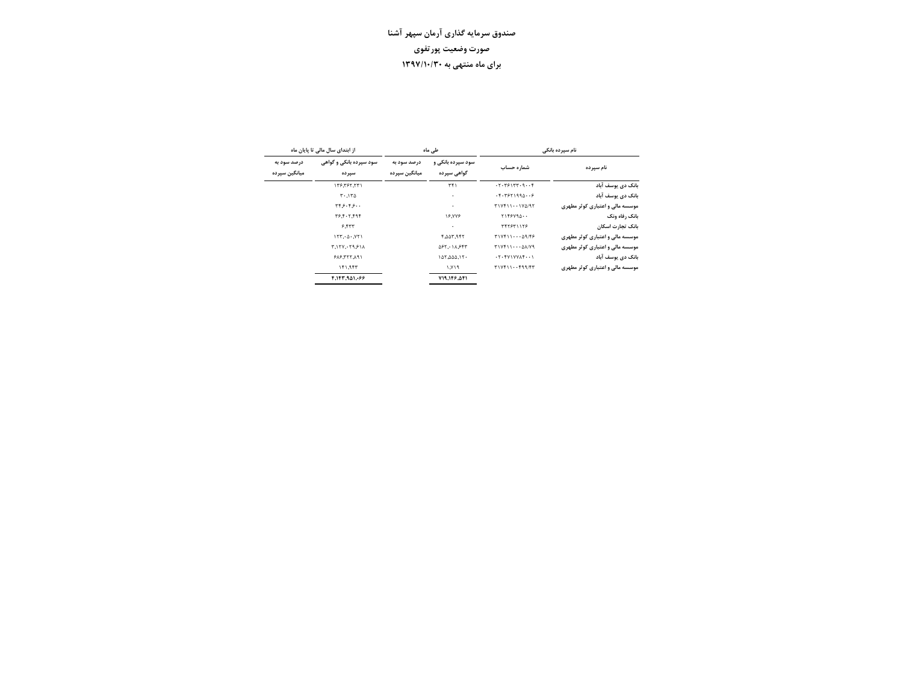**صندوق سرمایه گذاری آرمان سپهر آشنا**

**صورت وضعیت پورتفوی**

**برای ماه منتهی به ۱۳۹۷/۱۰/۳۰**

| نام سپرده بانکی | | طی ماه | | از ابتدای سال مالی تا پایان ماه | |
|---|---|---|---|---|---|
| نام سپرده | شماره حساب | سود سپرده بانکی و گواهی سپرده | درصد سود به میانگین سپرده | سود سپرده بانکی و گواهی سپرده | درصد سود به میانگین سپرده |
| بانک دی یوسف آباد | ۰۲۰۳۶۱۳۳۰۹۰۰۴ | ۳۴۱ | | ۱۳۶,۳۶۲,۲۳۱ | |
| بانک دی یوسف آباد | ۰۴۰۳۶۲۱۹۹۵۰۰۶ | ۰ | | ۳۰,۱۳۵ | |
| موسسه مالی و اعتباری کوثر مطهری | ۳۱۷۴۱۱۰۰۱۷۵/۹۲ | ۰ | | ۳۴,۶۰۴,۶۰۰ | |
| بانک رفاه ونک | ۲۱۴۶۷۹۵۰۰ | ۱۶,۷۷۶ | | ۳۶,۴۰۲,۴۹۴ | |
| بانک تجارت اسکان | ۳۴۲۶۳۱۱۲۶ | ۰ | | ۶,۴۳۳ | |
| موسسه مالی و اعتباری کوثر مطهری | ۳۱۷۴۱۱۰۰۰۵۹/۴۶ | ۴,۵۵۳,۹۴۲ | | ۱۲۳,۰۵۰,۷۲۱ | |
| موسسه مالی و اعتباری کوثر مطهری | ۳۱۷۴۱۱۰۰۰۵۸/۷۹ | ۵۶۲,۰۱۸,۶۴۳ | | ۳,۱۲۷,۰۲۹,۶۱۸ | |
| بانک دی یوسف آباد | ۰۲۰۴۷۱۷۷۸۴۰۰۱ | ۱۵۲,۵۵۵,۱۲۰ | | ۶۸۶,۳۲۲,۸۹۱ | |
| موسسه مالی و اعتباری کوثر مطهری | ۳۱۷۴۱۱۰۰۴۹۹/۴۳ | ۱,۷۱۹ | | ۱۴۱,۹۴۳ | |
| | | **۷۱۹,۱۴۶,۵۴۱** | | **۴,۱۴۳,۹۵۱,۰۶۶** | |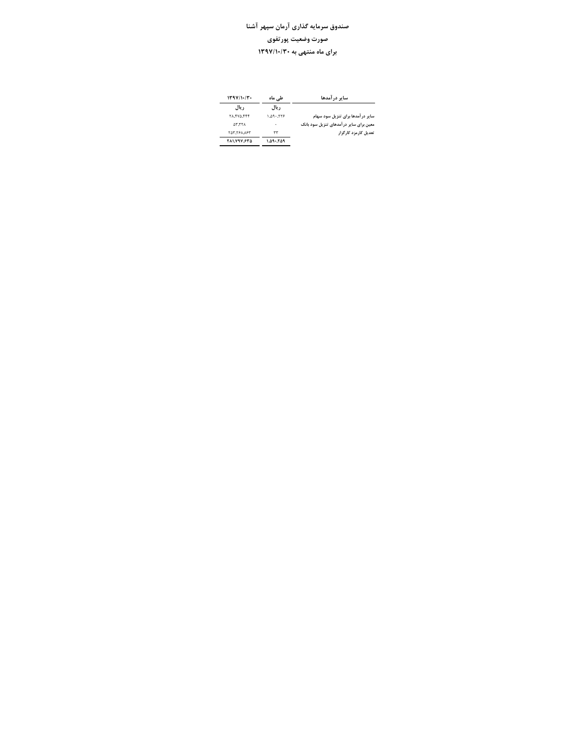# صندوق سرمایه گذاری آرمان سپهر آشنا

## صورت وضعیت پورتفوی

## برای ماه منتهی به ۱۳۹۷/۱۰/۳۰

| سایر درآمدها | طی ماه | ۱۳۹۷/۱۰/۳۰ |
|---|---|---|
| | ریال | ریال |
| سایر درآمدها برای تنزیل سود سهام | ۱,۵۹۰,۲۲۶ | ۲۸,۴۷۵,۴۴۴ |
| معین برای سایر درآمدهای تنزیل سود بانک | ۰ | ۵۳,۳۲۸ |
| تعدیل کارمزد کارگزار | ۳۳ | ۲۵۳,۲۶۸,۸۶۳ |
| | ۱,۵۹۰,۲۵۹ | ۲۸۱,۷۹۷,۶۳۵ |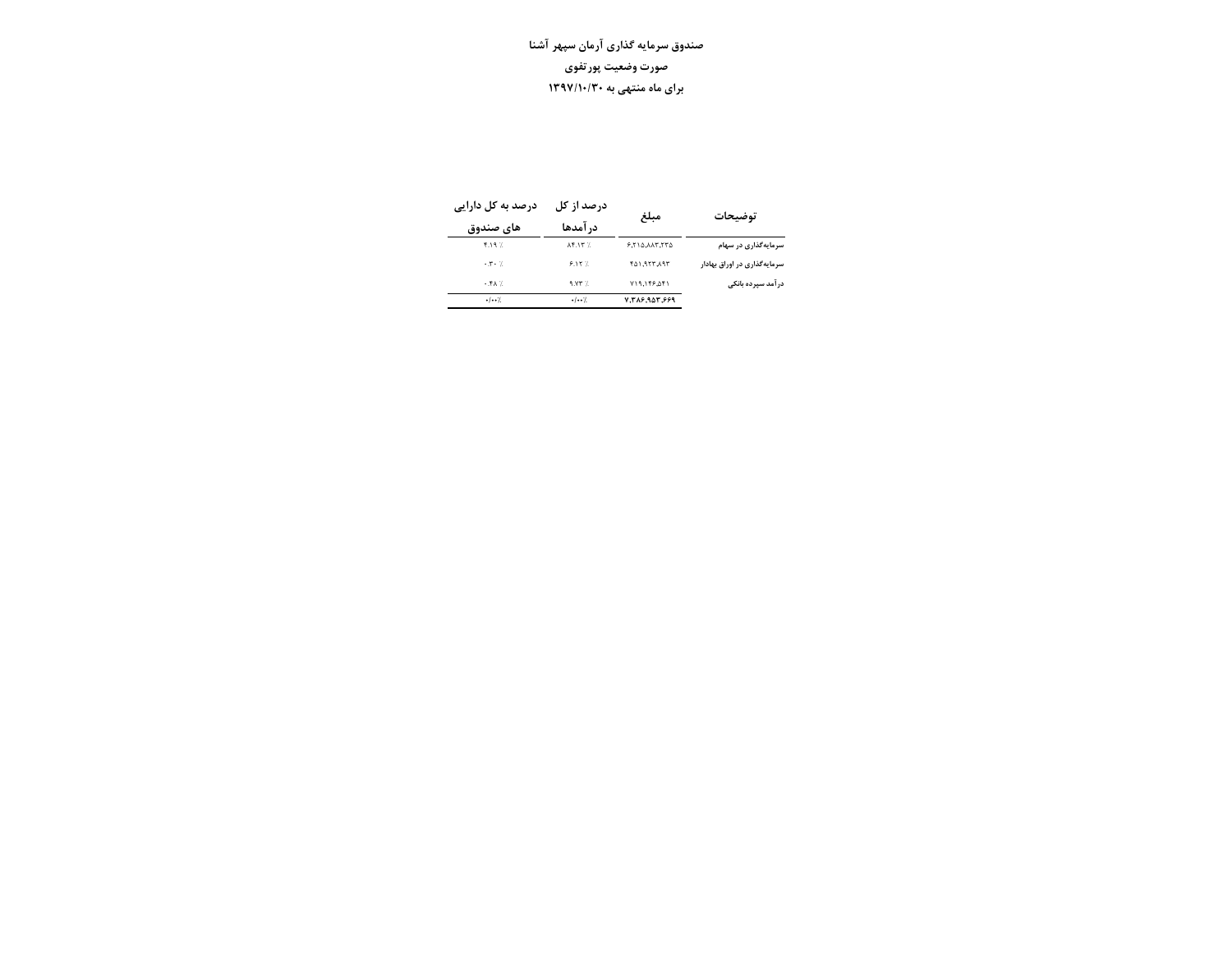**صندوق سرمایه گذاری آرمان سپهر آشنا**

**صورت وضعیت پورتفوی**

**برای ماه منتهی به ۱۳۹۷/۱۰/۳۰**

| توضیحات | مبلغ | درصد از کل درآمدها | درصد به کل دارایی های صندوق |
|---|---|---|---|
| سرمایه‌گذاری در سهام | ۶,۲۱۵,۸۸۳,۲۳۵ | ۸۴.۱۳ ٪ | ۴.۱۹ ٪ |
| سرمایه‌گذاری در اوراق بهادار | ۴۵۱,۹۲۳,۸۹۳ | ۶.۱۲ ٪ | ۰.۳۰ ٪ |
| درآمد سپرده بانکی | ۷۱۹,۱۴۶,۵۴۱ | ۹.۷۳ ٪ | ۰.۴۸ ٪ |
| | ۷,۳۸۶,۹۵۳,۶۶۹ | ۰/۰۰٪ | ۰/۰۰٪ |